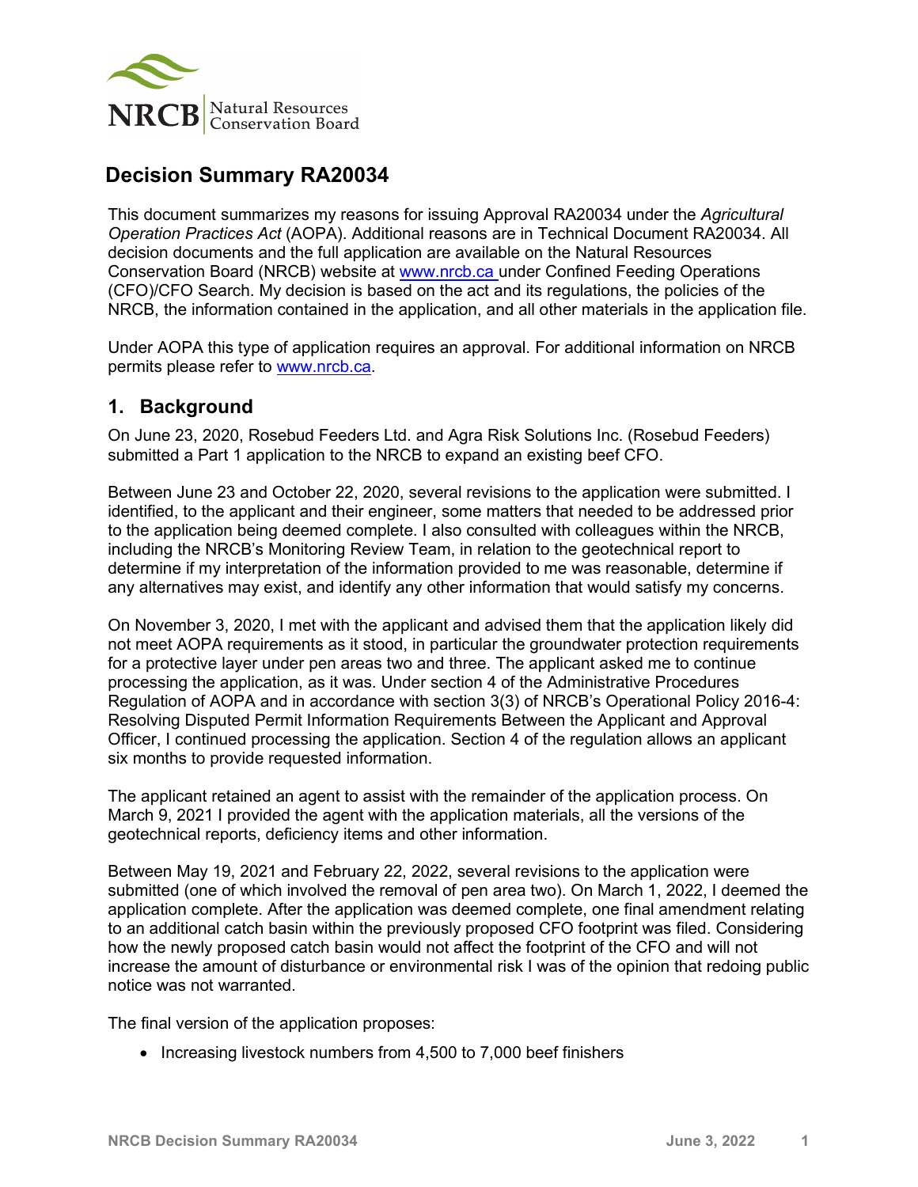# Decision Summary RA20034

This document summarizes my reasons for issuing Approval RA20034 under the *Agricultural Operation Practices Act* (AOPA). Additional reasons are in Technical Document RA20034. All decision documents and the full application are available on the Natural Resources Conservation Board (NRCB) website at www.nrcb.ca under Confined Feeding Operations (CFO)/CFO Search. My decision is based on the act and its regulations, the policies of the NRCB, the information contained in the application, and all other materials in the application file.

Under AOPA this type of application requires an approval. For additional information on NRCB permits please refer to www.nrcb.ca.

## 1. Background

On June 23, 2020, Rosebud Feeders Ltd. and Agra Risk Solutions Inc. (Rosebud Feeders) submitted a Part 1 application to the NRCB to expand an existing beef CFO.

Between June 23 and October 22, 2020, several revisions to the application were submitted. I identified, to the applicant and their engineer, some matters that needed to be addressed prior to the application being deemed complete. I also consulted with colleagues within the NRCB, including the NRCB's Monitoring Review Team, in relation to the geotechnical report to determine if my interpretation of the information provided to me was reasonable, determine if any alternatives may exist, and identify any other information that would satisfy my concerns.

On November 3, 2020, I met with the applicant and advised them that the application likely did not meet AOPA requirements as it stood, in particular the groundwater protection requirements for a protective layer under pen areas two and three. The applicant asked me to continue processing the application, as it was. Under section 4 of the Administrative Procedures Regulation of AOPA and in accordance with section 3(3) of NRCB's Operational Policy 2016-4: Resolving Disputed Permit Information Requirements Between the Applicant and Approval Officer, I continued processing the application. Section 4 of the regulation allows an applicant six months to provide requested information.

The applicant retained an agent to assist with the remainder of the application process. On March 9, 2021 I provided the agent with the application materials, all the versions of the geotechnical reports, deficiency items and other information.

Between May 19, 2021 and February 22, 2022, several revisions to the application were submitted (one of which involved the removal of pen area two). On March 1, 2022, I deemed the application complete. After the application was deemed complete, one final amendment relating to an additional catch basin within the previously proposed CFO footprint was filed. Considering how the newly proposed catch basin would not affect the footprint of the CFO and will not increase the amount of disturbance or environmental risk I was of the opinion that redoing public notice was not warranted.

The final version of the application proposes:

- Increasing livestock numbers from 4,500 to 7,000 beef finishers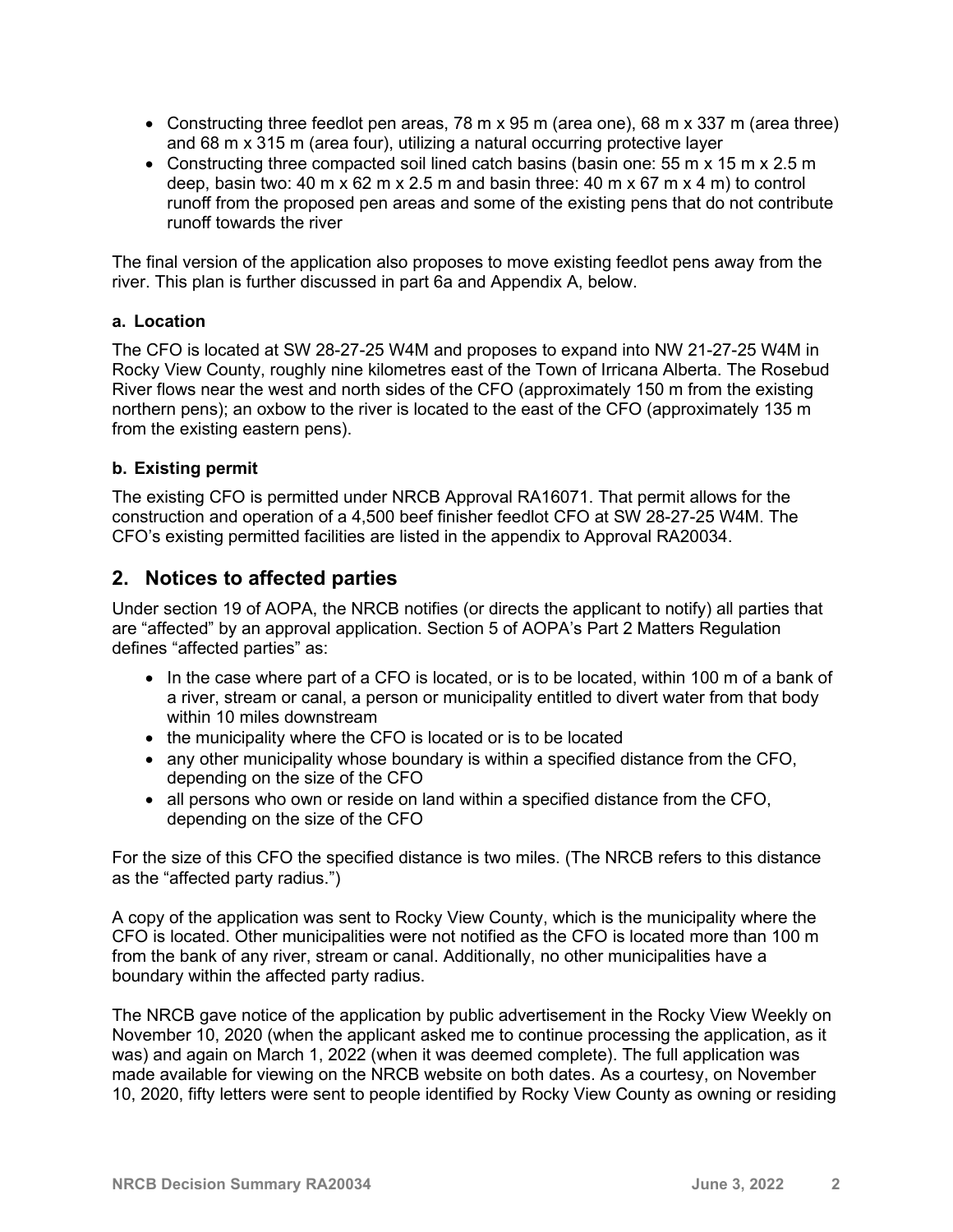- Constructing three feedlot pen areas, 78 m x 95 m (area one), 68 m x 337 m (area three) and 68 m x 315 m (area four), utilizing a natural occurring protective layer
- Constructing three compacted soil lined catch basins (basin one: 55 m x 15 m x 2.5 m deep, basin two: 40 m x 62 m x 2.5 m and basin three: 40 m x 67 m x 4 m) to control runoff from the proposed pen areas and some of the existing pens that do not contribute runoff towards the river

The final version of the application also proposes to move existing feedlot pens away from the river. This plan is further discussed in part 6a and Appendix A, below.

### a. Location

The CFO is located at SW 28-27-25 W4M and proposes to expand into NW 21-27-25 W4M in Rocky View County, roughly nine kilometres east of the Town of Irricana Alberta. The Rosebud River flows near the west and north sides of the CFO (approximately 150 m from the existing northern pens); an oxbow to the river is located to the east of the CFO (approximately 135 m from the existing eastern pens).

### b. Existing permit

The existing CFO is permitted under NRCB Approval RA16071. That permit allows for the construction and operation of a 4,500 beef finisher feedlot CFO at SW 28-27-25 W4M. The CFO's existing permitted facilities are listed in the appendix to Approval RA20034.

## 2. Notices to affected parties

Under section 19 of AOPA, the NRCB notifies (or directs the applicant to notify) all parties that are "affected" by an approval application. Section 5 of AOPA's Part 2 Matters Regulation defines "affected parties" as:

- In the case where part of a CFO is located, or is to be located, within 100 m of a bank of a river, stream or canal, a person or municipality entitled to divert water from that body within 10 miles downstream
- the municipality where the CFO is located or is to be located
- any other municipality whose boundary is within a specified distance from the CFO, depending on the size of the CFO
- all persons who own or reside on land within a specified distance from the CFO, depending on the size of the CFO

For the size of this CFO the specified distance is two miles. (The NRCB refers to this distance as the "affected party radius.")

A copy of the application was sent to Rocky View County, which is the municipality where the CFO is located. Other municipalities were not notified as the CFO is located more than 100 m from the bank of any river, stream or canal. Additionally, no other municipalities have a boundary within the affected party radius.

The NRCB gave notice of the application by public advertisement in the Rocky View Weekly on November 10, 2020 (when the applicant asked me to continue processing the application, as it was) and again on March 1, 2022 (when it was deemed complete). The full application was made available for viewing on the NRCB website on both dates. As a courtesy, on November 10, 2020, fifty letters were sent to people identified by Rocky View County as owning or residing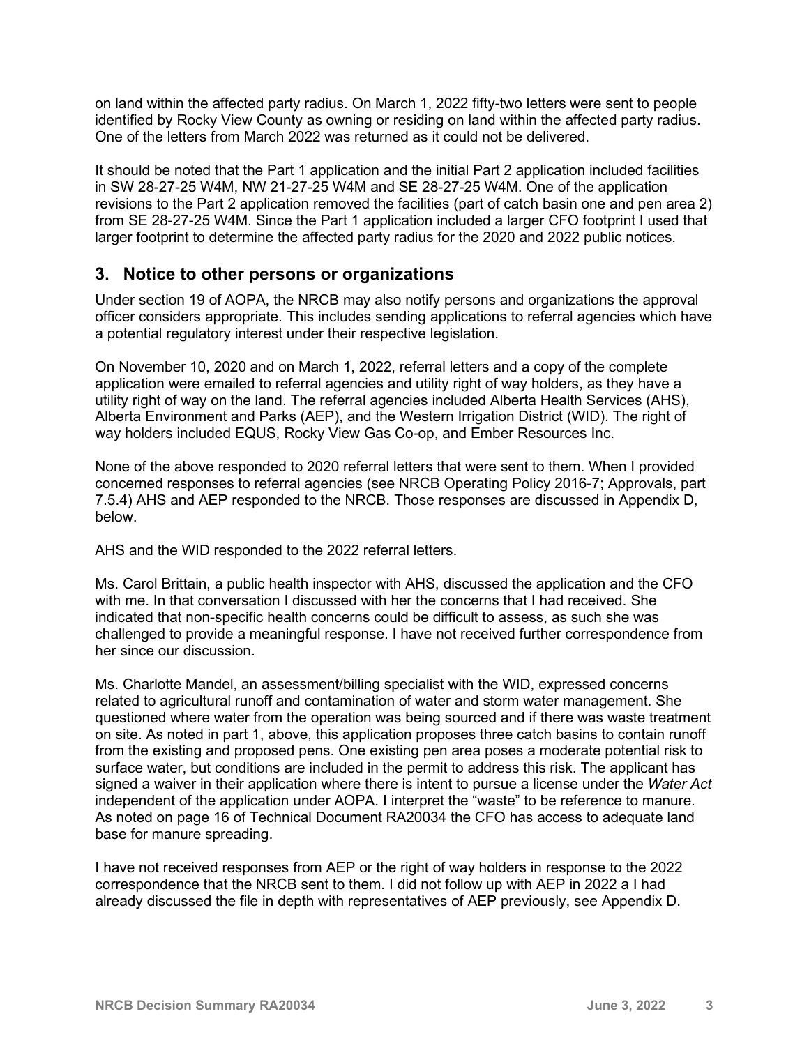on land within the affected party radius. On March 1, 2022 fifty-two letters were sent to people identified by Rocky View County as owning or residing on land within the affected party radius. One of the letters from March 2022 was returned as it could not be delivered.

It should be noted that the Part 1 application and the initial Part 2 application included facilities in SW 28-27-25 W4M, NW 21-27-25 W4M and SE 28-27-25 W4M. One of the application revisions to the Part 2 application removed the facilities (part of catch basin one and pen area 2) from SE 28-27-25 W4M. Since the Part 1 application included a larger CFO footprint I used that larger footprint to determine the affected party radius for the 2020 and 2022 public notices.

## 3. Notice to other persons or organizations

Under section 19 of AOPA, the NRCB may also notify persons and organizations the approval officer considers appropriate. This includes sending applications to referral agencies which have a potential regulatory interest under their respective legislation.

On November 10, 2020 and on March 1, 2022, referral letters and a copy of the complete application were emailed to referral agencies and utility right of way holders, as they have a utility right of way on the land. The referral agencies included Alberta Health Services (AHS), Alberta Environment and Parks (AEP), and the Western Irrigation District (WID). The right of way holders included EQUS, Rocky View Gas Co-op, and Ember Resources Inc.

None of the above responded to 2020 referral letters that were sent to them. When I provided concerned responses to referral agencies (see NRCB Operating Policy 2016-7; Approvals, part 7.5.4) AHS and AEP responded to the NRCB. Those responses are discussed in Appendix D, below.

AHS and the WID responded to the 2022 referral letters.

Ms. Carol Brittain, a public health inspector with AHS, discussed the application and the CFO with me. In that conversation I discussed with her the concerns that I had received. She indicated that non-specific health concerns could be difficult to assess, as such she was challenged to provide a meaningful response. I have not received further correspondence from her since our discussion.

Ms. Charlotte Mandel, an assessment/billing specialist with the WID, expressed concerns related to agricultural runoff and contamination of water and storm water management. She questioned where water from the operation was being sourced and if there was waste treatment on site. As noted in part 1, above, this application proposes three catch basins to contain runoff from the existing and proposed pens. One existing pen area poses a moderate potential risk to surface water, but conditions are included in the permit to address this risk. The applicant has signed a waiver in their application where there is intent to pursue a license under the *Water Act* independent of the application under AOPA. I interpret the "waste" to be reference to manure. As noted on page 16 of Technical Document RA20034 the CFO has access to adequate land base for manure spreading.

I have not received responses from AEP or the right of way holders in response to the 2022 correspondence that the NRCB sent to them. I did not follow up with AEP in 2022 a I had already discussed the file in depth with representatives of AEP previously, see Appendix D.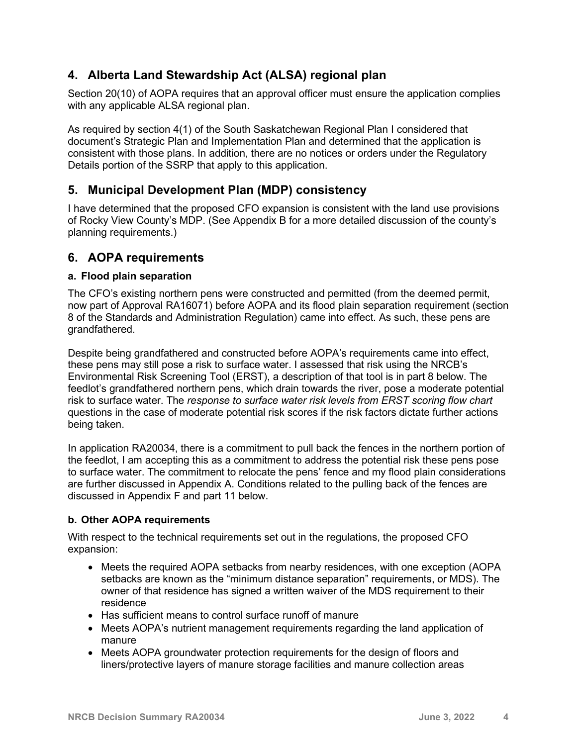## 4. Alberta Land Stewardship Act (ALSA) regional plan

Section 20(10) of AOPA requires that an approval officer must ensure the application complies with any applicable ALSA regional plan.

As required by section 4(1) of the South Saskatchewan Regional Plan I considered that document's Strategic Plan and Implementation Plan and determined that the application is consistent with those plans. In addition, there are no notices or orders under the Regulatory Details portion of the SSRP that apply to this application.

## 5. Municipal Development Plan (MDP) consistency

I have determined that the proposed CFO expansion is consistent with the land use provisions of Rocky View County's MDP. (See Appendix B for a more detailed discussion of the county's planning requirements.)

## 6. AOPA requirements

### a. Flood plain separation

The CFO's existing northern pens were constructed and permitted (from the deemed permit, now part of Approval RA16071) before AOPA and its flood plain separation requirement (section 8 of the Standards and Administration Regulation) came into effect. As such, these pens are grandfathered.

Despite being grandfathered and constructed before AOPA's requirements came into effect, these pens may still pose a risk to surface water. I assessed that risk using the NRCB's Environmental Risk Screening Tool (ERST), a description of that tool is in part 8 below. The feedlot's grandfathered northern pens, which drain towards the river, pose a moderate potential risk to surface water. The *response to surface water risk levels from ERST scoring flow chart* questions in the case of moderate potential risk scores if the risk factors dictate further actions being taken.

In application RA20034, there is a commitment to pull back the fences in the northern portion of the feedlot, I am accepting this as a commitment to address the potential risk these pens pose to surface water. The commitment to relocate the pens' fence and my flood plain considerations are further discussed in Appendix A. Conditions related to the pulling back of the fences are discussed in Appendix F and part 11 below.

### b. Other AOPA requirements

With respect to the technical requirements set out in the regulations, the proposed CFO expansion:

- Meets the required AOPA setbacks from nearby residences, with one exception (AOPA setbacks are known as the "minimum distance separation" requirements, or MDS). The owner of that residence has signed a written waiver of the MDS requirement to their residence
- Has sufficient means to control surface runoff of manure
- Meets AOPA's nutrient management requirements regarding the land application of manure
- Meets AOPA groundwater protection requirements for the design of floors and liners/protective layers of manure storage facilities and manure collection areas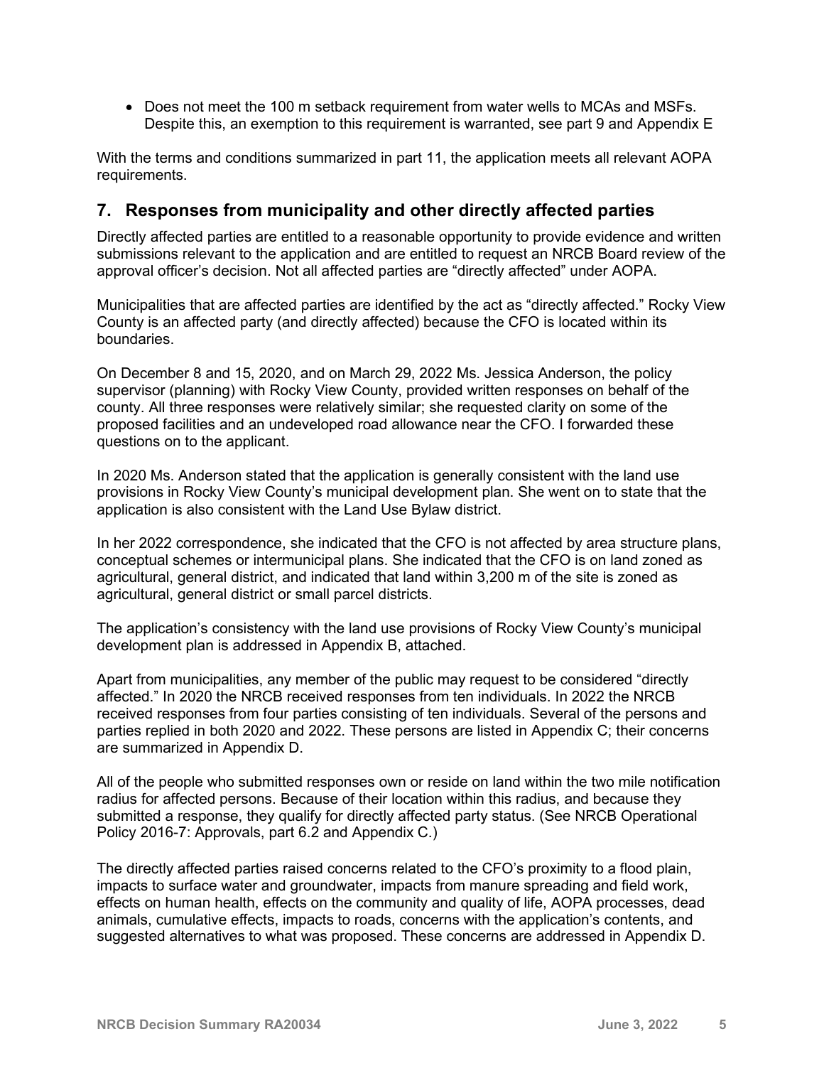- Does not meet the 100 m setback requirement from water wells to MCAs and MSFs. Despite this, an exemption to this requirement is warranted, see part 9 and Appendix E

With the terms and conditions summarized in part 11, the application meets all relevant AOPA requirements.

## 7. Responses from municipality and other directly affected parties

Directly affected parties are entitled to a reasonable opportunity to provide evidence and written submissions relevant to the application and are entitled to request an NRCB Board review of the approval officer's decision. Not all affected parties are "directly affected" under AOPA.

Municipalities that are affected parties are identified by the act as "directly affected." Rocky View County is an affected party (and directly affected) because the CFO is located within its boundaries.

On December 8 and 15, 2020, and on March 29, 2022 Ms. Jessica Anderson, the policy supervisor (planning) with Rocky View County, provided written responses on behalf of the county. All three responses were relatively similar; she requested clarity on some of the proposed facilities and an undeveloped road allowance near the CFO. I forwarded these questions on to the applicant.

In 2020 Ms. Anderson stated that the application is generally consistent with the land use provisions in Rocky View County's municipal development plan. She went on to state that the application is also consistent with the Land Use Bylaw district.

In her 2022 correspondence, she indicated that the CFO is not affected by area structure plans, conceptual schemes or intermunicipal plans. She indicated that the CFO is on land zoned as agricultural, general district, and indicated that land within 3,200 m of the site is zoned as agricultural, general district or small parcel districts.

The application's consistency with the land use provisions of Rocky View County's municipal development plan is addressed in Appendix B, attached.

Apart from municipalities, any member of the public may request to be considered "directly affected." In 2020 the NRCB received responses from ten individuals. In 2022 the NRCB received responses from four parties consisting of ten individuals. Several of the persons and parties replied in both 2020 and 2022. These persons are listed in Appendix C; their concerns are summarized in Appendix D.

All of the people who submitted responses own or reside on land within the two mile notification radius for affected persons. Because of their location within this radius, and because they submitted a response, they qualify for directly affected party status. (See NRCB Operational Policy 2016-7: Approvals, part 6.2 and Appendix C.)

The directly affected parties raised concerns related to the CFO's proximity to a flood plain, impacts to surface water and groundwater, impacts from manure spreading and field work, effects on human health, effects on the community and quality of life, AOPA processes, dead animals, cumulative effects, impacts to roads, concerns with the application's contents, and suggested alternatives to what was proposed. These concerns are addressed in Appendix D.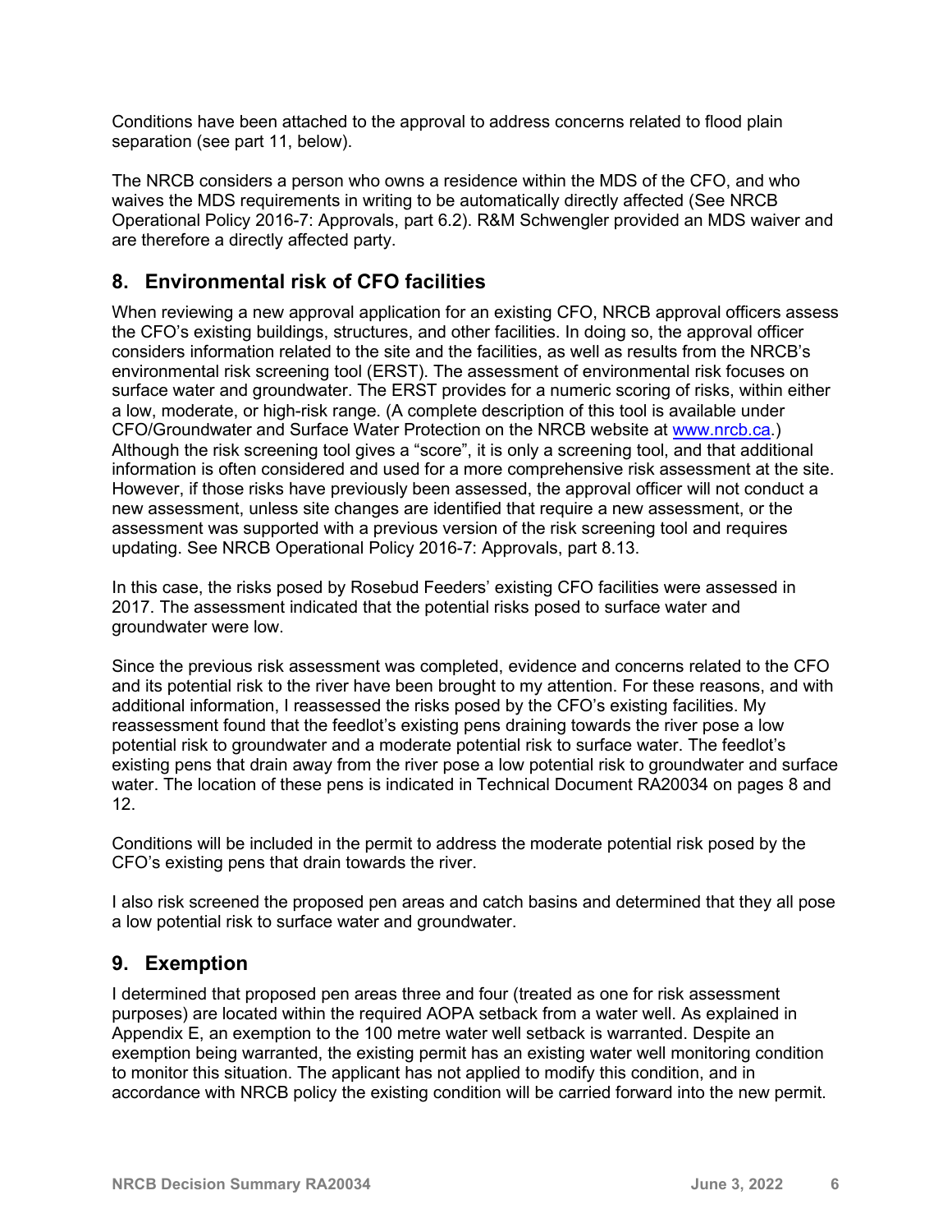Conditions have been attached to the approval to address concerns related to flood plain separation (see part 11, below).

The NRCB considers a person who owns a residence within the MDS of the CFO, and who waives the MDS requirements in writing to be automatically directly affected (See NRCB Operational Policy 2016-7: Approvals, part 6.2). R&M Schwengler provided an MDS waiver and are therefore a directly affected party.

## 8. Environmental risk of CFO facilities

When reviewing a new approval application for an existing CFO, NRCB approval officers assess the CFO's existing buildings, structures, and other facilities. In doing so, the approval officer considers information related to the site and the facilities, as well as results from the NRCB's environmental risk screening tool (ERST). The assessment of environmental risk focuses on surface water and groundwater. The ERST provides for a numeric scoring of risks, within either a low, moderate, or high-risk range. (A complete description of this tool is available under CFO/Groundwater and Surface Water Protection on the NRCB website at [www.nrcb.ca](www.nrcb.ca).) Although the risk screening tool gives a "score", it is only a screening tool, and that additional information is often considered and used for a more comprehensive risk assessment at the site. However, if those risks have previously been assessed, the approval officer will not conduct a new assessment, unless site changes are identified that require a new assessment, or the assessment was supported with a previous version of the risk screening tool and requires updating. See NRCB Operational Policy 2016-7: Approvals, part 8.13.

In this case, the risks posed by Rosebud Feeders' existing CFO facilities were assessed in 2017. The assessment indicated that the potential risks posed to surface water and groundwater were low.

Since the previous risk assessment was completed, evidence and concerns related to the CFO and its potential risk to the river have been brought to my attention. For these reasons, and with additional information, I reassessed the risks posed by the CFO's existing facilities. My reassessment found that the feedlot's existing pens draining towards the river pose a low potential risk to groundwater and a moderate potential risk to surface water. The feedlot's existing pens that drain away from the river pose a low potential risk to groundwater and surface water. The location of these pens is indicated in Technical Document RA20034 on pages 8 and 12.

Conditions will be included in the permit to address the moderate potential risk posed by the CFO's existing pens that drain towards the river.

I also risk screened the proposed pen areas and catch basins and determined that they all pose a low potential risk to surface water and groundwater.

## 9. Exemption

I determined that proposed pen areas three and four (treated as one for risk assessment purposes) are located within the required AOPA setback from a water well. As explained in Appendix E, an exemption to the 100 metre water well setback is warranted. Despite an exemption being warranted, the existing permit has an existing water well monitoring condition to monitor this situation. The applicant has not applied to modify this condition, and in accordance with NRCB policy the existing condition will be carried forward into the new permit.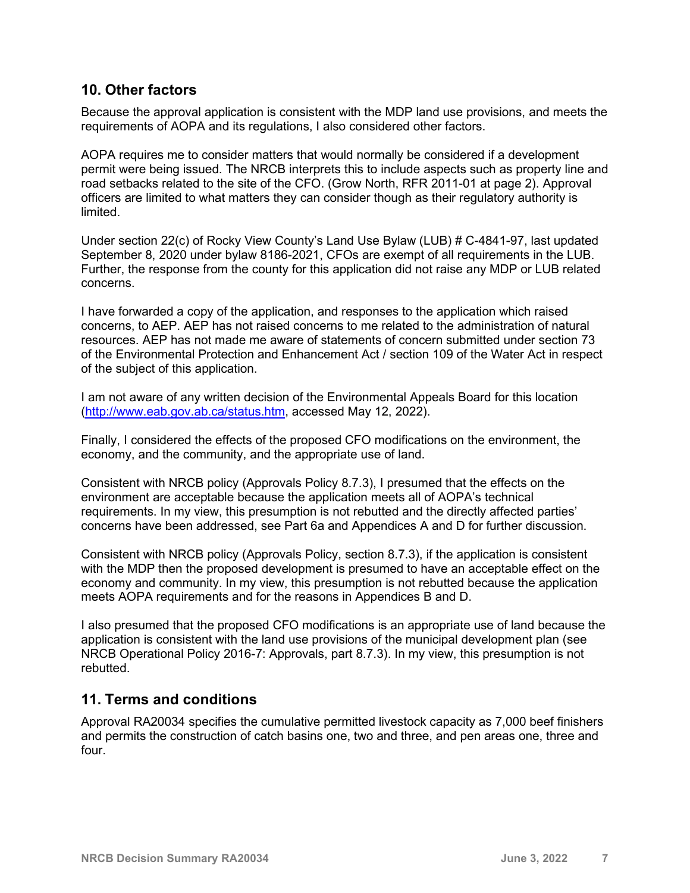## 10. Other factors

Because the approval application is consistent with the MDP land use provisions, and meets the requirements of AOPA and its regulations, I also considered other factors.

AOPA requires me to consider matters that would normally be considered if a development permit were being issued. The NRCB interprets this to include aspects such as property line and road setbacks related to the site of the CFO. (Grow North, RFR 2011-01 at page 2). Approval officers are limited to what matters they can consider though as their regulatory authority is limited.

Under section 22(c) of Rocky View County's Land Use Bylaw (LUB) # C-4841-97, last updated September 8, 2020 under bylaw 8186-2021, CFOs are exempt of all requirements in the LUB. Further, the response from the county for this application did not raise any MDP or LUB related concerns.

I have forwarded a copy of the application, and responses to the application which raised concerns, to AEP. AEP has not raised concerns to me related to the administration of natural resources. AEP has not made me aware of statements of concern submitted under section 73 of the Environmental Protection and Enhancement Act / section 109 of the Water Act in respect of the subject of this application.

I am not aware of any written decision of the Environmental Appeals Board for this location (http://www.eab.gov.ab.ca/status.htm, accessed May 12, 2022).

Finally, I considered the effects of the proposed CFO modifications on the environment, the economy, and the community, and the appropriate use of land.

Consistent with NRCB policy (Approvals Policy 8.7.3), I presumed that the effects on the environment are acceptable because the application meets all of AOPA's technical requirements. In my view, this presumption is not rebutted and the directly affected parties' concerns have been addressed, see Part 6a and Appendices A and D for further discussion.

Consistent with NRCB policy (Approvals Policy, section 8.7.3), if the application is consistent with the MDP then the proposed development is presumed to have an acceptable effect on the economy and community. In my view, this presumption is not rebutted because the application meets AOPA requirements and for the reasons in Appendices B and D.

I also presumed that the proposed CFO modifications is an appropriate use of land because the application is consistent with the land use provisions of the municipal development plan (see NRCB Operational Policy 2016-7: Approvals, part 8.7.3). In my view, this presumption is not rebutted.

## 11. Terms and conditions

Approval RA20034 specifies the cumulative permitted livestock capacity as 7,000 beef finishers and permits the construction of catch basins one, two and three, and pen areas one, three and four.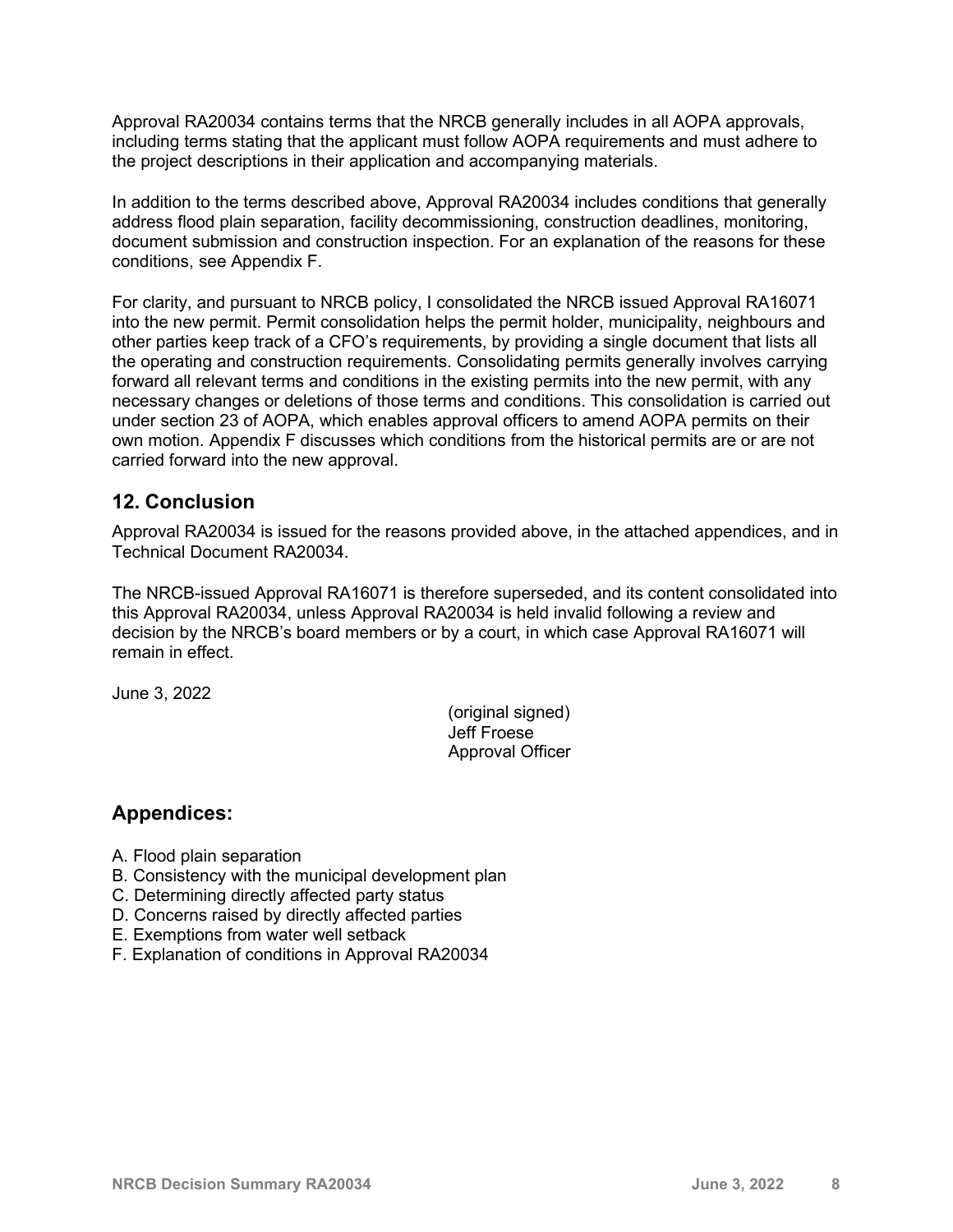Approval RA20034 contains terms that the NRCB generally includes in all AOPA approvals, including terms stating that the applicant must follow AOPA requirements and must adhere to the project descriptions in their application and accompanying materials.

In addition to the terms described above, Approval RA20034 includes conditions that generally address flood plain separation, facility decommissioning, construction deadlines, monitoring, document submission and construction inspection. For an explanation of the reasons for these conditions, see Appendix F.

For clarity, and pursuant to NRCB policy, I consolidated the NRCB issued Approval RA16071 into the new permit. Permit consolidation helps the permit holder, municipality, neighbours and other parties keep track of a CFO's requirements, by providing a single document that lists all the operating and construction requirements. Consolidating permits generally involves carrying forward all relevant terms and conditions in the existing permits into the new permit, with any necessary changes or deletions of those terms and conditions. This consolidation is carried out under section 23 of AOPA, which enables approval officers to amend AOPA permits on their own motion. Appendix F discusses which conditions from the historical permits are or are not carried forward into the new approval.

## 12. Conclusion

Approval RA20034 is issued for the reasons provided above, in the attached appendices, and in Technical Document RA20034.

The NRCB-issued Approval RA16071 is therefore superseded, and its content consolidated into this Approval RA20034, unless Approval RA20034 is held invalid following a review and decision by the NRCB's board members or by a court, in which case Approval RA16071 will remain in effect.

June 3, 2022

(original signed)
Jeff Froese
Approval Officer

## Appendices:

A. Flood plain separation
B. Consistency with the municipal development plan
C. Determining directly affected party status
D. Concerns raised by directly affected parties
E. Exemptions from water well setback
F. Explanation of conditions in Approval RA20034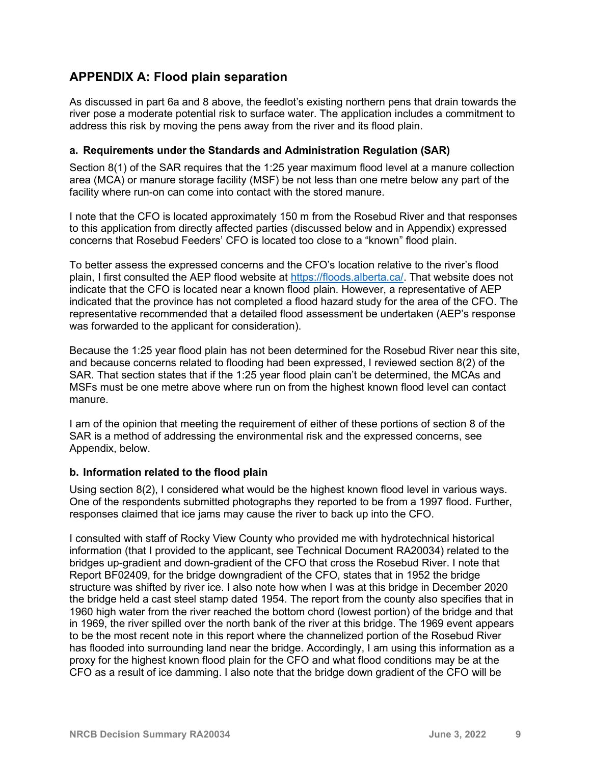## APPENDIX A: Flood plain separation

As discussed in part 6a and 8 above, the feedlot's existing northern pens that drain towards the river pose a moderate potential risk to surface water. The application includes a commitment to address this risk by moving the pens away from the river and its flood plain.

### a. Requirements under the Standards and Administration Regulation (SAR)

Section 8(1) of the SAR requires that the 1:25 year maximum flood level at a manure collection area (MCA) or manure storage facility (MSF) be not less than one metre below any part of the facility where run-on can come into contact with the stored manure.

I note that the CFO is located approximately 150 m from the Rosebud River and that responses to this application from directly affected parties (discussed below and in Appendix) expressed concerns that Rosebud Feeders' CFO is located too close to a "known" flood plain.

To better assess the expressed concerns and the CFO's location relative to the river's flood plain, I first consulted the AEP flood website at https://floods.alberta.ca/. That website does not indicate that the CFO is located near a known flood plain. However, a representative of AEP indicated that the province has not completed a flood hazard study for the area of the CFO. The representative recommended that a detailed flood assessment be undertaken (AEP's response was forwarded to the applicant for consideration).

Because the 1:25 year flood plain has not been determined for the Rosebud River near this site, and because concerns related to flooding had been expressed, I reviewed section 8(2) of the SAR. That section states that if the 1:25 year flood plain can't be determined, the MCAs and MSFs must be one metre above where run on from the highest known flood level can contact manure.

I am of the opinion that meeting the requirement of either of these portions of section 8 of the SAR is a method of addressing the environmental risk and the expressed concerns, see Appendix, below.

### b. Information related to the flood plain

Using section 8(2), I considered what would be the highest known flood level in various ways. One of the respondents submitted photographs they reported to be from a 1997 flood. Further, responses claimed that ice jams may cause the river to back up into the CFO.

I consulted with staff of Rocky View County who provided me with hydrotechnical historical information (that I provided to the applicant, see Technical Document RA20034) related to the bridges up-gradient and down-gradient of the CFO that cross the Rosebud River. I note that Report BF02409, for the bridge downgradient of the CFO, states that in 1952 the bridge structure was shifted by river ice. I also note how when I was at this bridge in December 2020 the bridge held a cast steel stamp dated 1954. The report from the county also specifies that in 1960 high water from the river reached the bottom chord (lowest portion) of the bridge and that in 1969, the river spilled over the north bank of the river at this bridge. The 1969 event appears to be the most recent note in this report where the channelized portion of the Rosebud River has flooded into surrounding land near the bridge. Accordingly, I am using this information as a proxy for the highest known flood plain for the CFO and what flood conditions may be at the CFO as a result of ice damming. I also note that the bridge down gradient of the CFO will be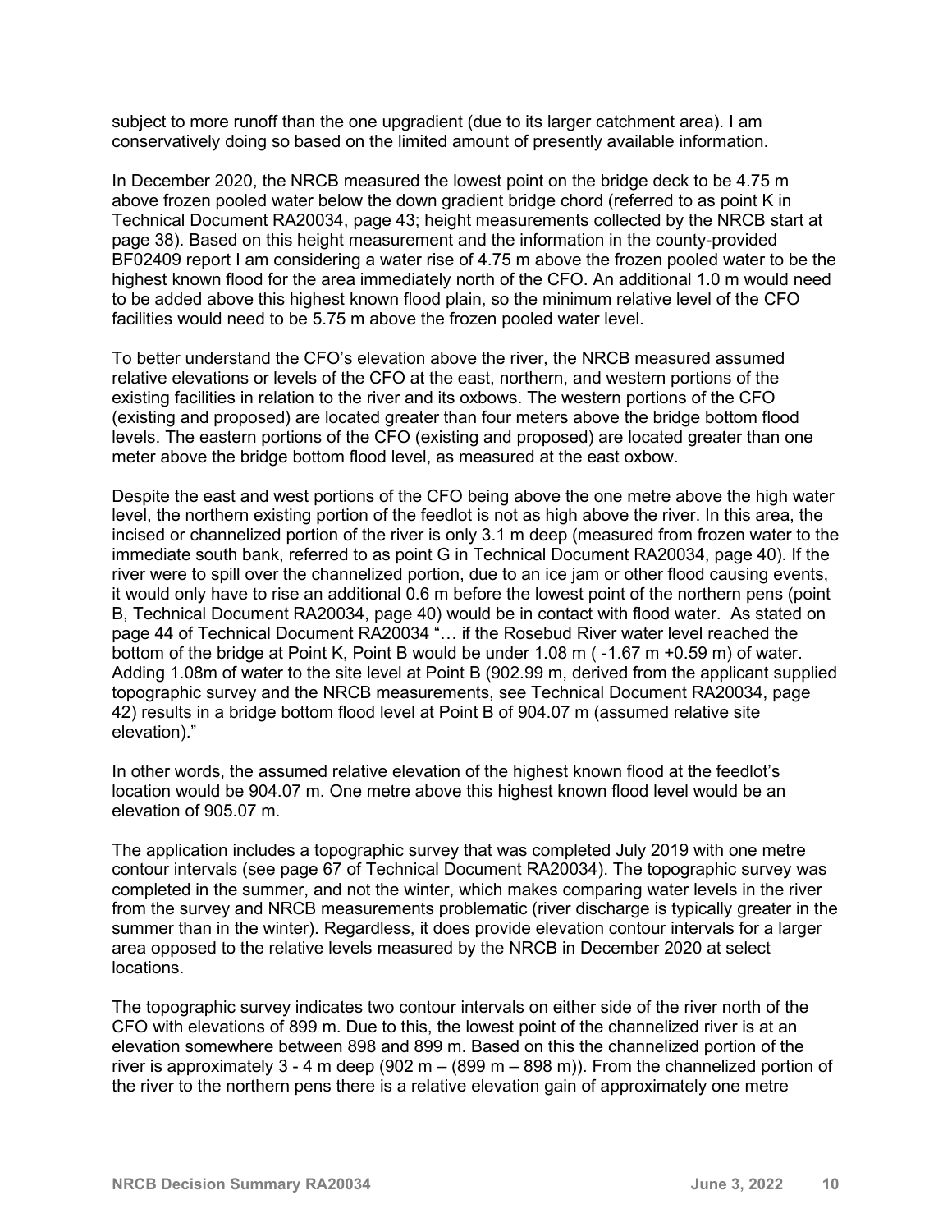subject to more runoff than the one upgradient (due to its larger catchment area). I am conservatively doing so based on the limited amount of presently available information.

In December 2020, the NRCB measured the lowest point on the bridge deck to be 4.75 m above frozen pooled water below the down gradient bridge chord (referred to as point K in Technical Document RA20034, page 43; height measurements collected by the NRCB start at page 38). Based on this height measurement and the information in the county-provided BF02409 report I am considering a water rise of 4.75 m above the frozen pooled water to be the highest known flood for the area immediately north of the CFO. An additional 1.0 m would need to be added above this highest known flood plain, so the minimum relative level of the CFO facilities would need to be 5.75 m above the frozen pooled water level.

To better understand the CFO's elevation above the river, the NRCB measured assumed relative elevations or levels of the CFO at the east, northern, and western portions of the existing facilities in relation to the river and its oxbows. The western portions of the CFO (existing and proposed) are located greater than four meters above the bridge bottom flood levels. The eastern portions of the CFO (existing and proposed) are located greater than one meter above the bridge bottom flood level, as measured at the east oxbow.

Despite the east and west portions of the CFO being above the one metre above the high water level, the northern existing portion of the feedlot is not as high above the river. In this area, the incised or channelized portion of the river is only 3.1 m deep (measured from frozen water to the immediate south bank, referred to as point G in Technical Document RA20034, page 40). If the river were to spill over the channelized portion, due to an ice jam or other flood causing events, it would only have to rise an additional 0.6 m before the lowest point of the northern pens (point B, Technical Document RA20034, page 40) would be in contact with flood water. As stated on page 44 of Technical Document RA20034 "… if the Rosebud River water level reached the bottom of the bridge at Point K, Point B would be under 1.08 m ( -1.67 m +0.59 m) of water. Adding 1.08m of water to the site level at Point B (902.99 m, derived from the applicant supplied topographic survey and the NRCB measurements, see Technical Document RA20034, page 42) results in a bridge bottom flood level at Point B of 904.07 m (assumed relative site elevation)."

In other words, the assumed relative elevation of the highest known flood at the feedlot's location would be 904.07 m. One metre above this highest known flood level would be an elevation of 905.07 m.

The application includes a topographic survey that was completed July 2019 with one metre contour intervals (see page 67 of Technical Document RA20034). The topographic survey was completed in the summer, and not the winter, which makes comparing water levels in the river from the survey and NRCB measurements problematic (river discharge is typically greater in the summer than in the winter). Regardless, it does provide elevation contour intervals for a larger area opposed to the relative levels measured by the NRCB in December 2020 at select locations.

The topographic survey indicates two contour intervals on either side of the river north of the CFO with elevations of 899 m. Due to this, the lowest point of the channelized river is at an elevation somewhere between 898 and 899 m. Based on this the channelized portion of the river is approximately 3 - 4 m deep (902 m – (899 m – 898 m)). From the channelized portion of the river to the northern pens there is a relative elevation gain of approximately one metre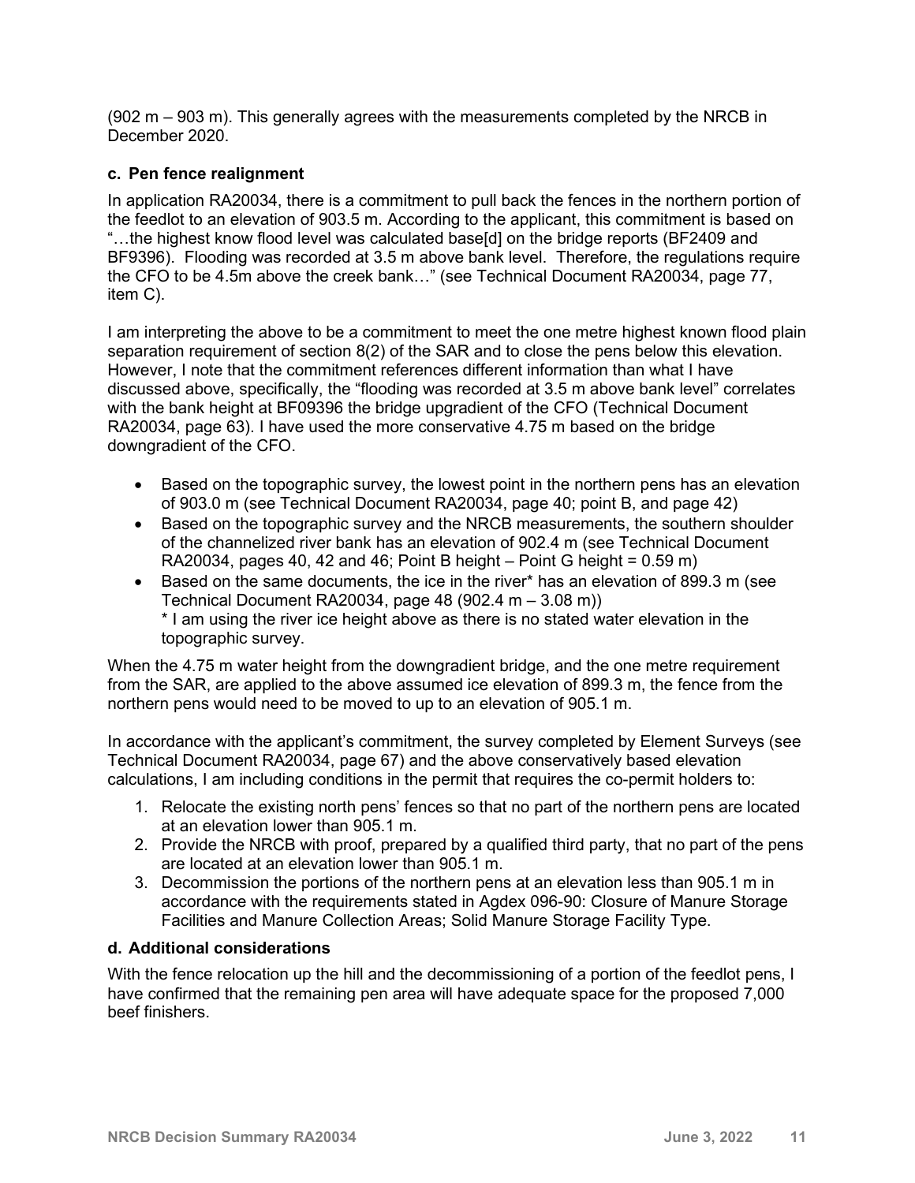(902 m – 903 m). This generally agrees with the measurements completed by the NRCB in December 2020.

### c. Pen fence realignment

In application RA20034, there is a commitment to pull back the fences in the northern portion of the feedlot to an elevation of 903.5 m. According to the applicant, this commitment is based on "…the highest know flood level was calculated base[d] on the bridge reports (BF2409 and BF9396). Flooding was recorded at 3.5 m above bank level. Therefore, the regulations require the CFO to be 4.5m above the creek bank…" (see Technical Document RA20034, page 77, item C).

I am interpreting the above to be a commitment to meet the one metre highest known flood plain separation requirement of section 8(2) of the SAR and to close the pens below this elevation. However, I note that the commitment references different information than what I have discussed above, specifically, the "flooding was recorded at 3.5 m above bank level" correlates with the bank height at BF09396 the bridge upgradient of the CFO (Technical Document RA20034, page 63). I have used the more conservative 4.75 m based on the bridge downgradient of the CFO.

- Based on the topographic survey, the lowest point in the northern pens has an elevation of 903.0 m (see Technical Document RA20034, page 40; point B, and page 42)
- Based on the topographic survey and the NRCB measurements, the southern shoulder of the channelized river bank has an elevation of 902.4 m (see Technical Document RA20034, pages 40, 42 and 46; Point B height – Point G height = 0.59 m)
- Based on the same documents, the ice in the river* has an elevation of 899.3 m (see Technical Document RA20034, page 48 (902.4 m – 3.08 m))
  * I am using the river ice height above as there is no stated water elevation in the topographic survey.

When the 4.75 m water height from the downgradient bridge, and the one metre requirement from the SAR, are applied to the above assumed ice elevation of 899.3 m, the fence from the northern pens would need to be moved to up to an elevation of 905.1 m.

In accordance with the applicant's commitment, the survey completed by Element Surveys (see Technical Document RA20034, page 67) and the above conservatively based elevation calculations, I am including conditions in the permit that requires the co-permit holders to:

1. Relocate the existing north pens' fences so that no part of the northern pens are located at an elevation lower than 905.1 m.
2. Provide the NRCB with proof, prepared by a qualified third party, that no part of the pens are located at an elevation lower than 905.1 m.
3. Decommission the portions of the northern pens at an elevation less than 905.1 m in accordance with the requirements stated in Agdex 096-90: Closure of Manure Storage Facilities and Manure Collection Areas; Solid Manure Storage Facility Type.

### d. Additional considerations

With the fence relocation up the hill and the decommissioning of a portion of the feedlot pens, I have confirmed that the remaining pen area will have adequate space for the proposed 7,000 beef finishers.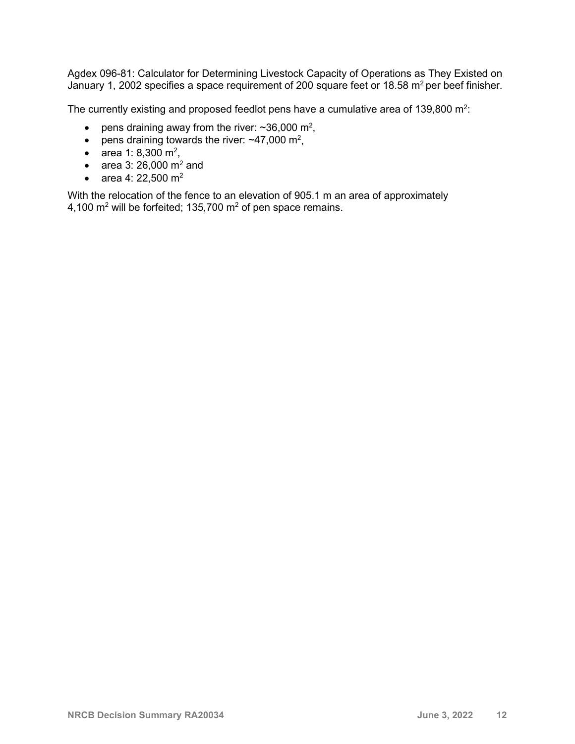Agdex 096-81: Calculator for Determining Livestock Capacity of Operations as They Existed on January 1, 2002 specifies a space requirement of 200 square feet or 18.58 $m^2$ per beef finisher.

The currently existing and proposed feedlot pens have a cumulative area of 139,800 $m^2$:

- pens draining away from the river: ~36,000 $m^2$,
- pens draining towards the river: ~47,000 $m^2$,
- area 1: 8,300 $m^2$,
- area 3: 26,000 $m^2$ and
- area 4: 22,500 $m^2$

With the relocation of the fence to an elevation of 905.1 m an area of approximately 4,100 $m^2$ will be forfeited; 135,700 $m^2$ of pen space remains.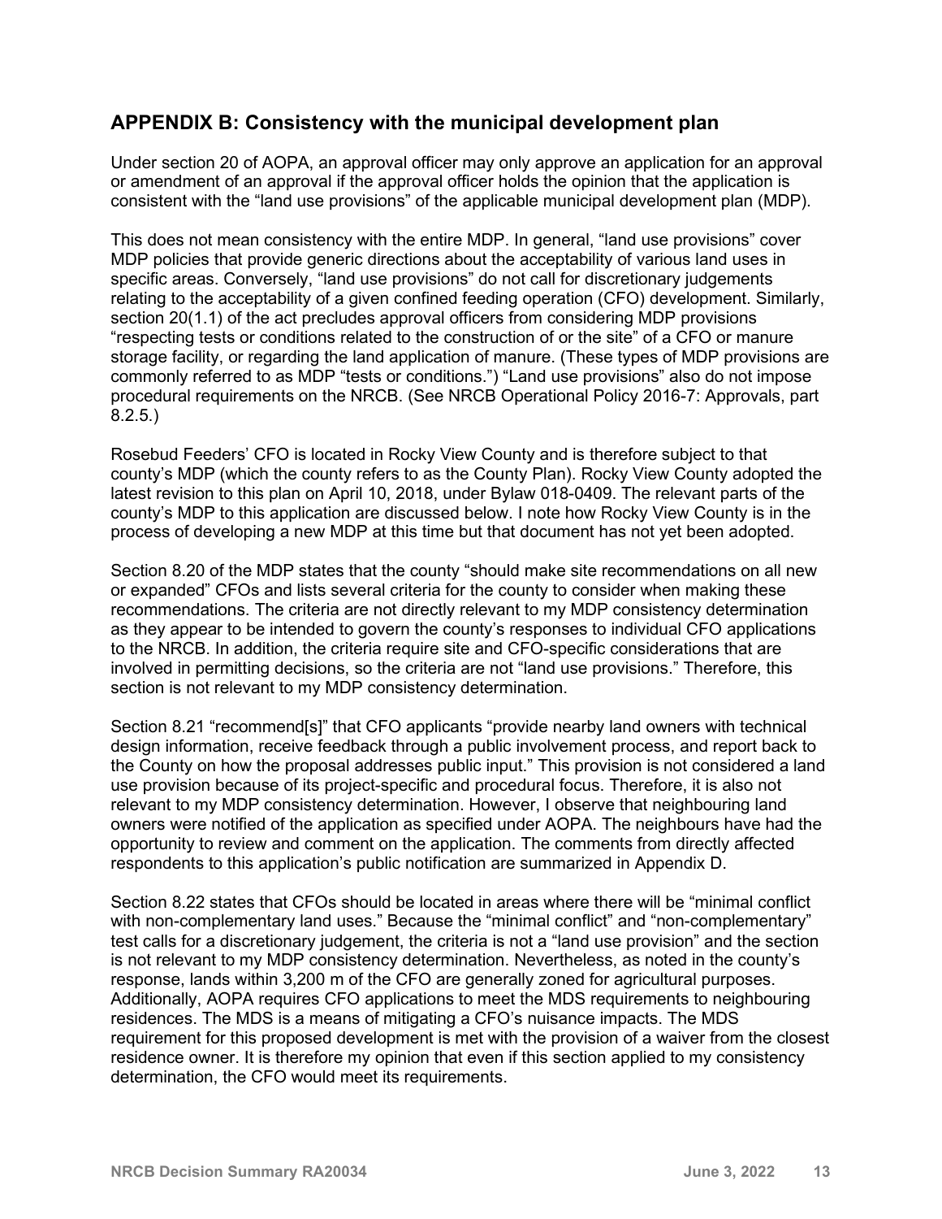## APPENDIX B: Consistency with the municipal development plan

Under section 20 of AOPA, an approval officer may only approve an application for an approval or amendment of an approval if the approval officer holds the opinion that the application is consistent with the "land use provisions" of the applicable municipal development plan (MDP).

This does not mean consistency with the entire MDP. In general, "land use provisions" cover MDP policies that provide generic directions about the acceptability of various land uses in specific areas. Conversely, "land use provisions" do not call for discretionary judgements relating to the acceptability of a given confined feeding operation (CFO) development. Similarly, section 20(1.1) of the act precludes approval officers from considering MDP provisions "respecting tests or conditions related to the construction of or the site" of a CFO or manure storage facility, or regarding the land application of manure. (These types of MDP provisions are commonly referred to as MDP "tests or conditions.") "Land use provisions" also do not impose procedural requirements on the NRCB. (See NRCB Operational Policy 2016-7: Approvals, part 8.2.5.)

Rosebud Feeders' CFO is located in Rocky View County and is therefore subject to that county's MDP (which the county refers to as the County Plan). Rocky View County adopted the latest revision to this plan on April 10, 2018, under Bylaw 018-0409. The relevant parts of the county's MDP to this application are discussed below. I note how Rocky View County is in the process of developing a new MDP at this time but that document has not yet been adopted.

Section 8.20 of the MDP states that the county "should make site recommendations on all new or expanded" CFOs and lists several criteria for the county to consider when making these recommendations. The criteria are not directly relevant to my MDP consistency determination as they appear to be intended to govern the county's responses to individual CFO applications to the NRCB. In addition, the criteria require site and CFO-specific considerations that are involved in permitting decisions, so the criteria are not "land use provisions." Therefore, this section is not relevant to my MDP consistency determination.

Section 8.21 "recommend[s]" that CFO applicants "provide nearby land owners with technical design information, receive feedback through a public involvement process, and report back to the County on how the proposal addresses public input." This provision is not considered a land use provision because of its project-specific and procedural focus. Therefore, it is also not relevant to my MDP consistency determination. However, I observe that neighbouring land owners were notified of the application as specified under AOPA. The neighbours have had the opportunity to review and comment on the application. The comments from directly affected respondents to this application's public notification are summarized in Appendix D.

Section 8.22 states that CFOs should be located in areas where there will be "minimal conflict with non-complementary land uses." Because the "minimal conflict" and "non-complementary" test calls for a discretionary judgement, the criteria is not a "land use provision" and the section is not relevant to my MDP consistency determination. Nevertheless, as noted in the county's response, lands within 3,200 m of the CFO are generally zoned for agricultural purposes. Additionally, AOPA requires CFO applications to meet the MDS requirements to neighbouring residences. The MDS is a means of mitigating a CFO's nuisance impacts. The MDS requirement for this proposed development is met with the provision of a waiver from the closest residence owner. It is therefore my opinion that even if this section applied to my consistency determination, the CFO would meet its requirements.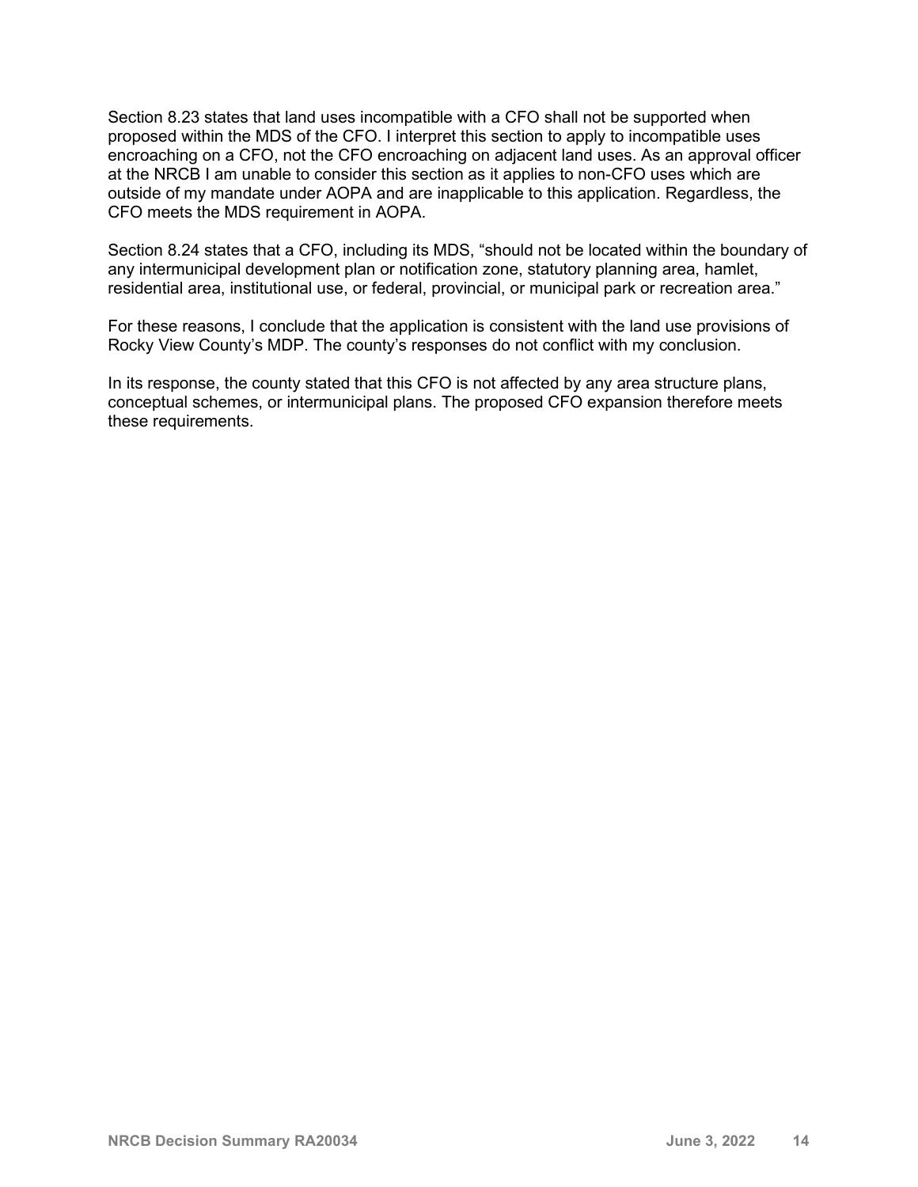Section 8.23 states that land uses incompatible with a CFO shall not be supported when proposed within the MDS of the CFO. I interpret this section to apply to incompatible uses encroaching on a CFO, not the CFO encroaching on adjacent land uses. As an approval officer at the NRCB I am unable to consider this section as it applies to non-CFO uses which are outside of my mandate under AOPA and are inapplicable to this application. Regardless, the CFO meets the MDS requirement in AOPA.

Section 8.24 states that a CFO, including its MDS, "should not be located within the boundary of any intermunicipal development plan or notification zone, statutory planning area, hamlet, residential area, institutional use, or federal, provincial, or municipal park or recreation area."

For these reasons, I conclude that the application is consistent with the land use provisions of Rocky View County's MDP. The county's responses do not conflict with my conclusion.

In its response, the county stated that this CFO is not affected by any area structure plans, conceptual schemes, or intermunicipal plans. The proposed CFO expansion therefore meets these requirements.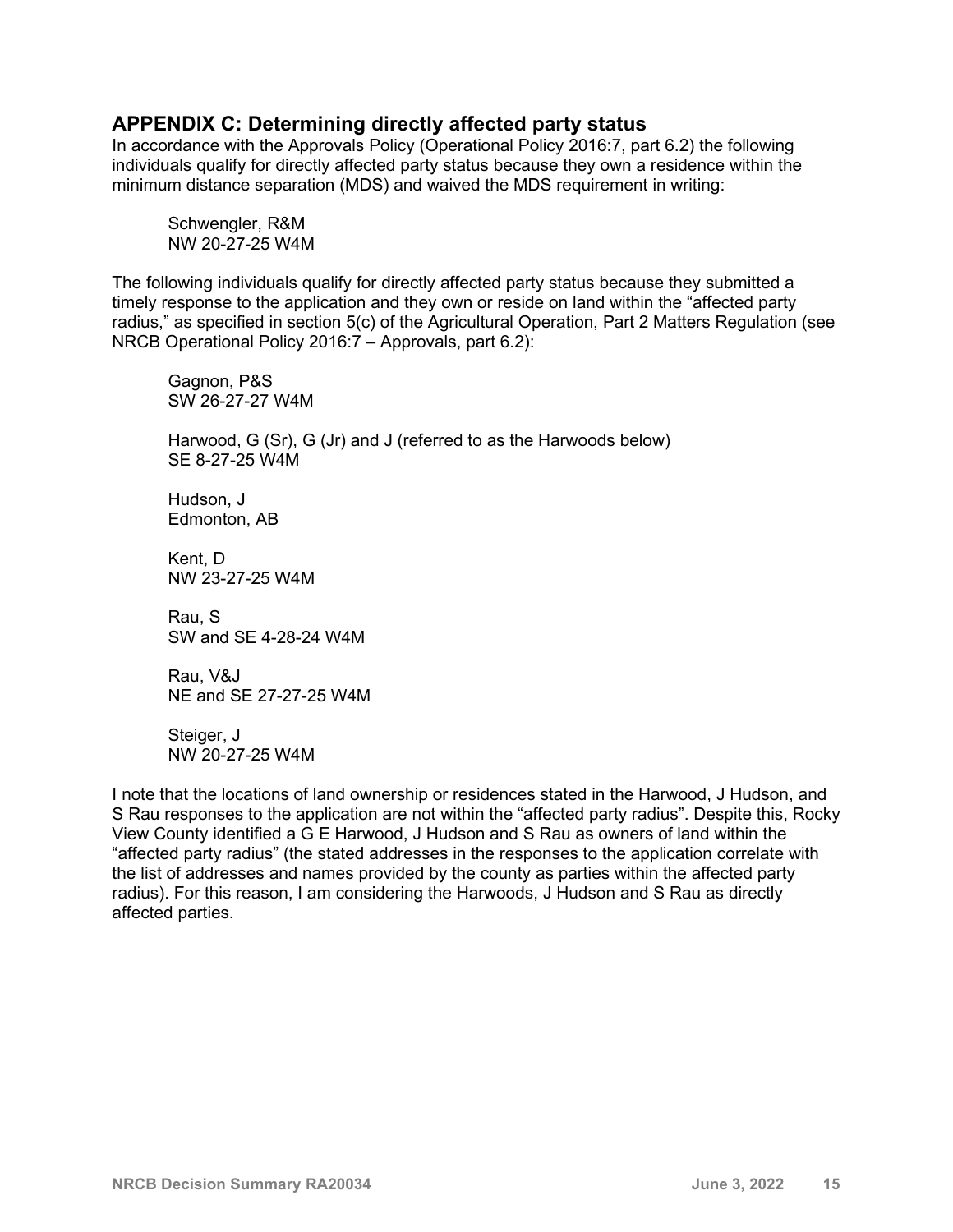## APPENDIX C: Determining directly affected party status

In accordance with the Approvals Policy (Operational Policy 2016:7, part 6.2) the following individuals qualify for directly affected party status because they own a residence within the minimum distance separation (MDS) and waived the MDS requirement in writing:

Schwengler, R&M
NW 20-27-25 W4M

The following individuals qualify for directly affected party status because they submitted a timely response to the application and they own or reside on land within the "affected party radius," as specified in section 5(c) of the Agricultural Operation, Part 2 Matters Regulation (see NRCB Operational Policy 2016:7 – Approvals, part 6.2):

Gagnon, P&S
SW 26-27-27 W4M

Harwood, G (Sr), G (Jr) and J (referred to as the Harwoods below)
SE 8-27-25 W4M

Hudson, J
Edmonton, AB

Kent, D
NW 23-27-25 W4M

Rau, S
SW and SE 4-28-24 W4M

Rau, V&J
NE and SE 27-27-25 W4M

Steiger, J
NW 20-27-25 W4M

I note that the locations of land ownership or residences stated in the Harwood, J Hudson, and S Rau responses to the application are not within the "affected party radius". Despite this, Rocky View County identified a G E Harwood, J Hudson and S Rau as owners of land within the "affected party radius" (the stated addresses in the responses to the application correlate with the list of addresses and names provided by the county as parties within the affected party radius). For this reason, I am considering the Harwoods, J Hudson and S Rau as directly affected parties.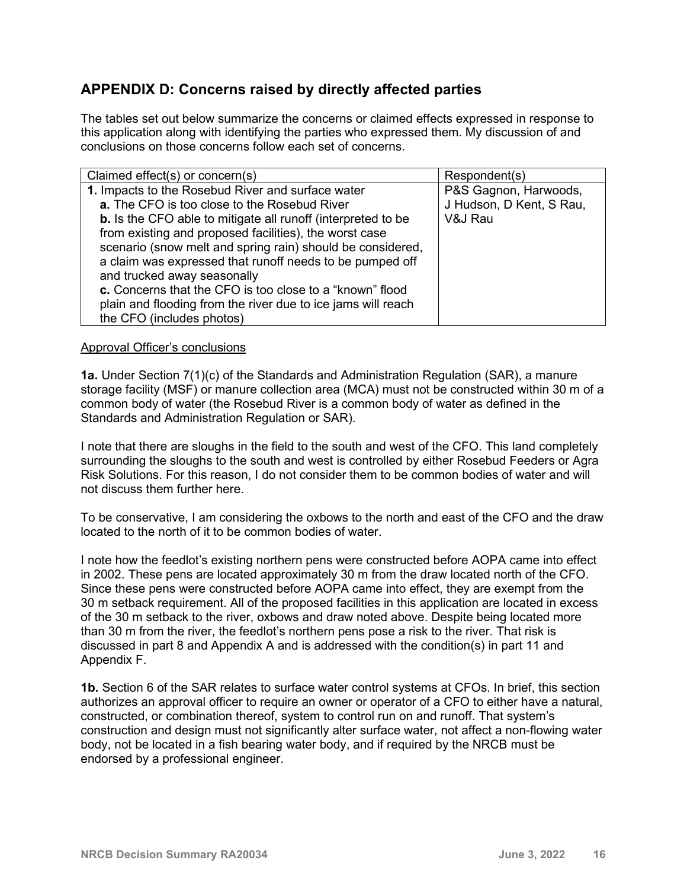## APPENDIX D: Concerns raised by directly affected parties

The tables set out below summarize the concerns or claimed effects expressed in response to this application along with identifying the parties who expressed them. My discussion of and conclusions on those concerns follow each set of concerns.

| Claimed effect(s) or concern(s) | Respondent(s) |
|---|---|
| **1.** Impacts to the Rosebud River and surface water<br>**a.** The CFO is too close to the Rosebud River<br>**b.** Is the CFO able to mitigate all runoff (interpreted to be from existing and proposed facilities), the worst case scenario (snow melt and spring rain) should be considered, a claim was expressed that runoff needs to be pumped off and trucked away seasonally<br>**c.** Concerns that the CFO is too close to a "known" flood plain and flooding from the river due to ice jams will reach the CFO (includes photos) | P&S Gagnon, Harwoods, J Hudson, D Kent, S Rau, V&J Rau |

Approval Officer's conclusions

**1a.** Under Section 7(1)(c) of the Standards and Administration Regulation (SAR), a manure storage facility (MSF) or manure collection area (MCA) must not be constructed within 30 m of a common body of water (the Rosebud River is a common body of water as defined in the Standards and Administration Regulation or SAR).

I note that there are sloughs in the field to the south and west of the CFO. This land completely surrounding the sloughs to the south and west is controlled by either Rosebud Feeders or Agra Risk Solutions. For this reason, I do not consider them to be common bodies of water and will not discuss them further here.

To be conservative, I am considering the oxbows to the north and east of the CFO and the draw located to the north of it to be common bodies of water.

I note how the feedlot's existing northern pens were constructed before AOPA came into effect in 2002. These pens are located approximately 30 m from the draw located north of the CFO. Since these pens were constructed before AOPA came into effect, they are exempt from the 30 m setback requirement. All of the proposed facilities in this application are located in excess of the 30 m setback to the river, oxbows and draw noted above. Despite being located more than 30 m from the river, the feedlot's northern pens pose a risk to the river. That risk is discussed in part 8 and Appendix A and is addressed with the condition(s) in part 11 and Appendix F.

**1b.** Section 6 of the SAR relates to surface water control systems at CFOs. In brief, this section authorizes an approval officer to require an owner or operator of a CFO to either have a natural, constructed, or combination thereof, system to control run on and runoff. That system's construction and design must not significantly alter surface water, not affect a non-flowing water body, not be located in a fish bearing water body, and if required by the NRCB must be endorsed by a professional engineer.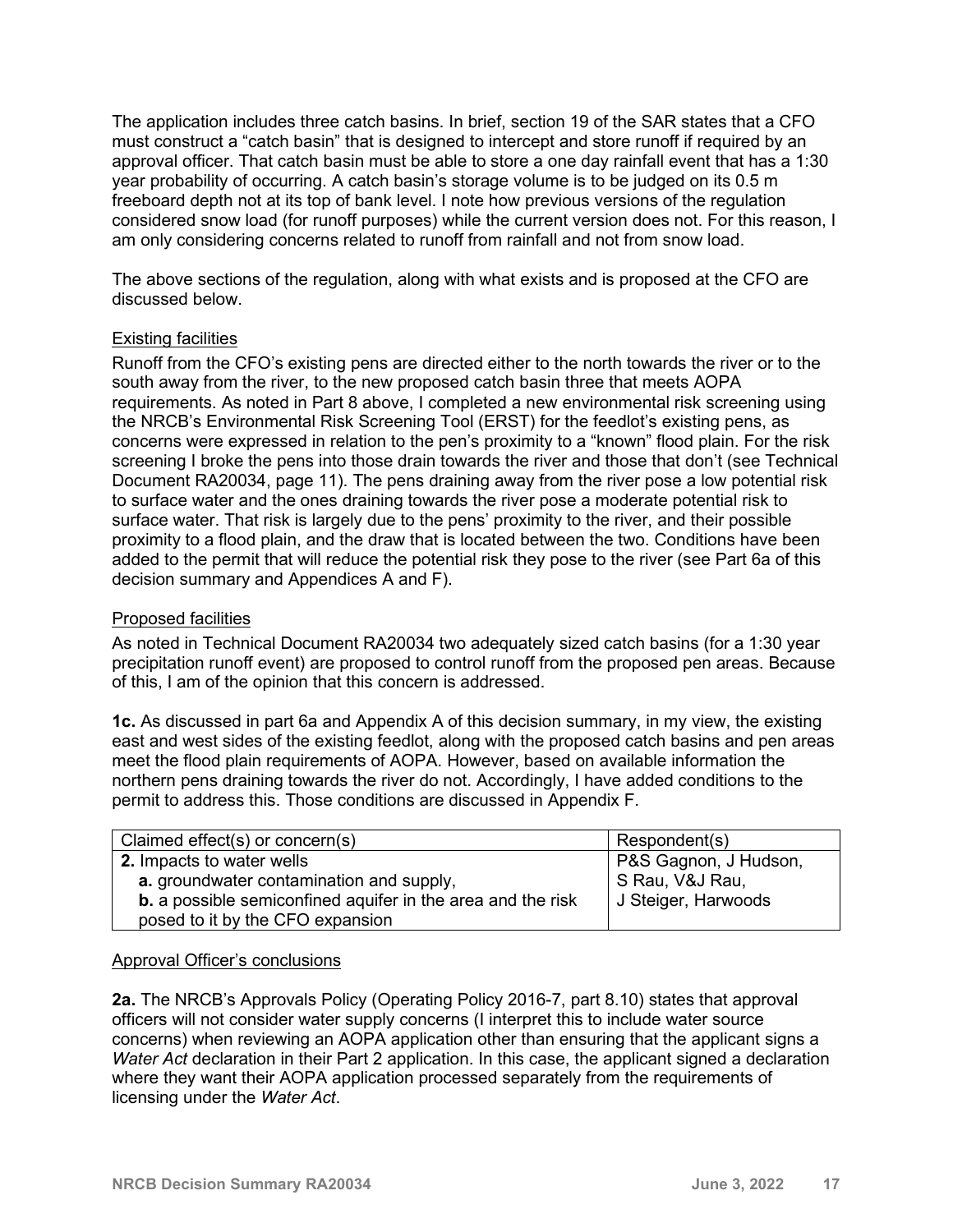The application includes three catch basins. In brief, section 19 of the SAR states that a CFO must construct a "catch basin" that is designed to intercept and store runoff if required by an approval officer. That catch basin must be able to store a one day rainfall event that has a 1:30 year probability of occurring. A catch basin's storage volume is to be judged on its 0.5 m freeboard depth not at its top of bank level. I note how previous versions of the regulation considered snow load (for runoff purposes) while the current version does not. For this reason, I am only considering concerns related to runoff from rainfall and not from snow load.

The above sections of the regulation, along with what exists and is proposed at the CFO are discussed below.

Existing facilities

Runoff from the CFO's existing pens are directed either to the north towards the river or to the south away from the river, to the new proposed catch basin three that meets AOPA requirements. As noted in Part 8 above, I completed a new environmental risk screening using the NRCB's Environmental Risk Screening Tool (ERST) for the feedlot's existing pens, as concerns were expressed in relation to the pen's proximity to a "known" flood plain. For the risk screening I broke the pens into those drain towards the river and those that don't (see Technical Document RA20034, page 11). The pens draining away from the river pose a low potential risk to surface water and the ones draining towards the river pose a moderate potential risk to surface water. That risk is largely due to the pens' proximity to the river, and their possible proximity to a flood plain, and the draw that is located between the two. Conditions have been added to the permit that will reduce the potential risk they pose to the river (see Part 6a of this decision summary and Appendices A and F).

Proposed facilities

As noted in Technical Document RA20034 two adequately sized catch basins (for a 1:30 year precipitation runoff event) are proposed to control runoff from the proposed pen areas. Because of this, I am of the opinion that this concern is addressed.

**1c.** As discussed in part 6a and Appendix A of this decision summary, in my view, the existing east and west sides of the existing feedlot, along with the proposed catch basins and pen areas meet the flood plain requirements of AOPA. However, based on available information the northern pens draining towards the river do not. Accordingly, I have added conditions to the permit to address this. Those conditions are discussed in Appendix F.

| Claimed effect(s) or concern(s) | Respondent(s) |
|---|---|
| **2.** Impacts to water wells<br>**a.** groundwater contamination and supply,<br>**b.** a possible semiconfined aquifer in the area and the risk posed to it by the CFO expansion | P&S Gagnon, J Hudson, S Rau, V&J Rau, J Steiger, Harwoods |

Approval Officer's conclusions

**2a.** The NRCB's Approvals Policy (Operating Policy 2016-7, part 8.10) states that approval officers will not consider water supply concerns (I interpret this to include water source concerns) when reviewing an AOPA application other than ensuring that the applicant signs a *Water Act* declaration in their Part 2 application. In this case, the applicant signed a declaration where they want their AOPA application processed separately from the requirements of licensing under the *Water Act*.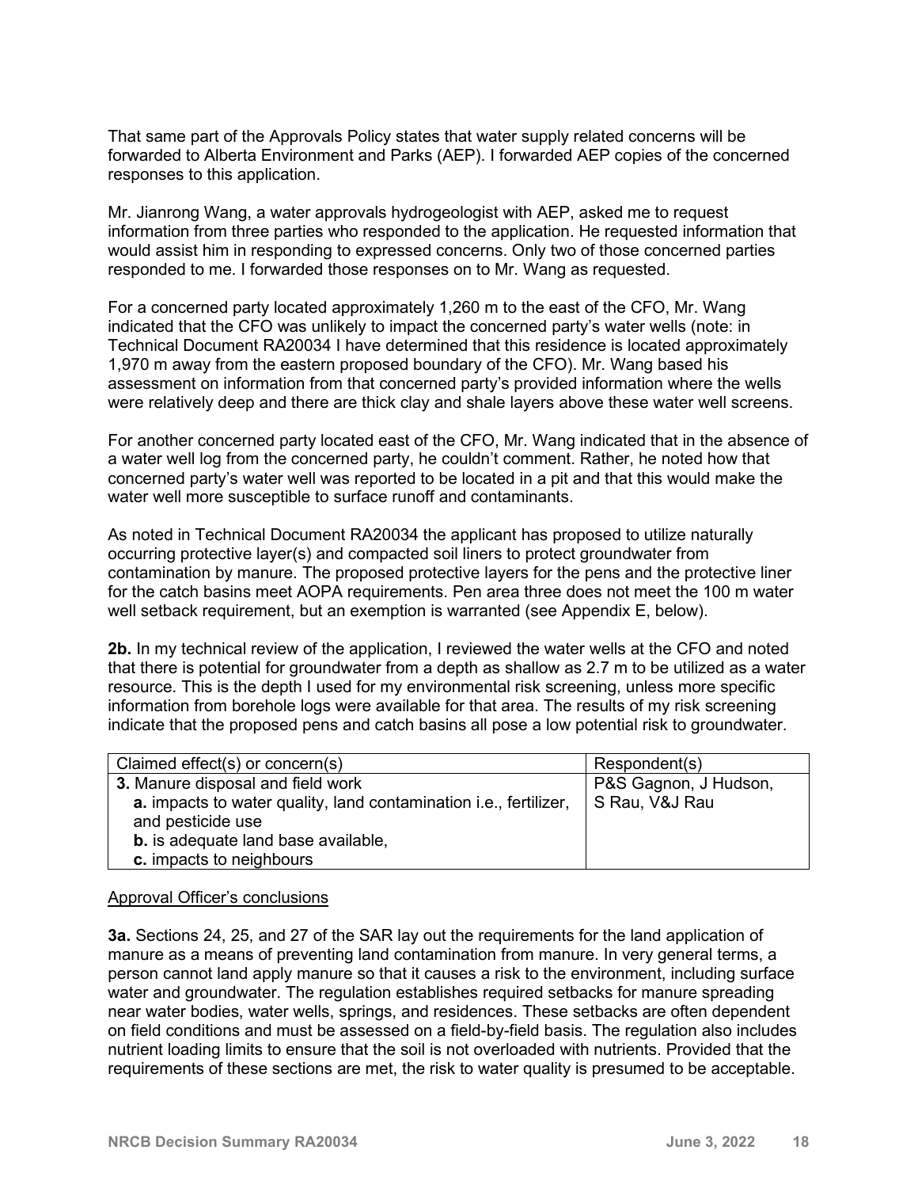That same part of the Approvals Policy states that water supply related concerns will be forwarded to Alberta Environment and Parks (AEP). I forwarded AEP copies of the concerned responses to this application.

Mr. Jianrong Wang, a water approvals hydrogeologist with AEP, asked me to request information from three parties who responded to the application. He requested information that would assist him in responding to expressed concerns. Only two of those concerned parties responded to me. I forwarded those responses on to Mr. Wang as requested.

For a concerned party located approximately 1,260 m to the east of the CFO, Mr. Wang indicated that the CFO was unlikely to impact the concerned party's water wells (note: in Technical Document RA20034 I have determined that this residence is located approximately 1,970 m away from the eastern proposed boundary of the CFO). Mr. Wang based his assessment on information from that concerned party's provided information where the wells were relatively deep and there are thick clay and shale layers above these water well screens.

For another concerned party located east of the CFO, Mr. Wang indicated that in the absence of a water well log from the concerned party, he couldn't comment. Rather, he noted how that concerned party's water well was reported to be located in a pit and that this would make the water well more susceptible to surface runoff and contaminants.

As noted in Technical Document RA20034 the applicant has proposed to utilize naturally occurring protective layer(s) and compacted soil liners to protect groundwater from contamination by manure. The proposed protective layers for the pens and the protective liner for the catch basins meet AOPA requirements. Pen area three does not meet the 100 m water well setback requirement, but an exemption is warranted (see Appendix E, below).

**2b.** In my technical review of the application, I reviewed the water wells at the CFO and noted that there is potential for groundwater from a depth as shallow as 2.7 m to be utilized as a water resource. This is the depth I used for my environmental risk screening, unless more specific information from borehole logs were available for that area. The results of my risk screening indicate that the proposed pens and catch basins all pose a low potential risk to groundwater.

| Claimed effect(s) or concern(s) | Respondent(s) |
|---|---|
| **3.** Manure disposal and field work<br>**a.** impacts to water quality, land contamination i.e., fertilizer, and pesticide use<br>**b.** is adequate land base available,<br>**c.** impacts to neighbours | P&S Gagnon, J Hudson, S Rau, V&J Rau |

Approval Officer's conclusions

**3a.** Sections 24, 25, and 27 of the SAR lay out the requirements for the land application of manure as a means of preventing land contamination from manure. In very general terms, a person cannot land apply manure so that it causes a risk to the environment, including surface water and groundwater. The regulation establishes required setbacks for manure spreading near water bodies, water wells, springs, and residences. These setbacks are often dependent on field conditions and must be assessed on a field-by-field basis. The regulation also includes nutrient loading limits to ensure that the soil is not overloaded with nutrients. Provided that the requirements of these sections are met, the risk to water quality is presumed to be acceptable.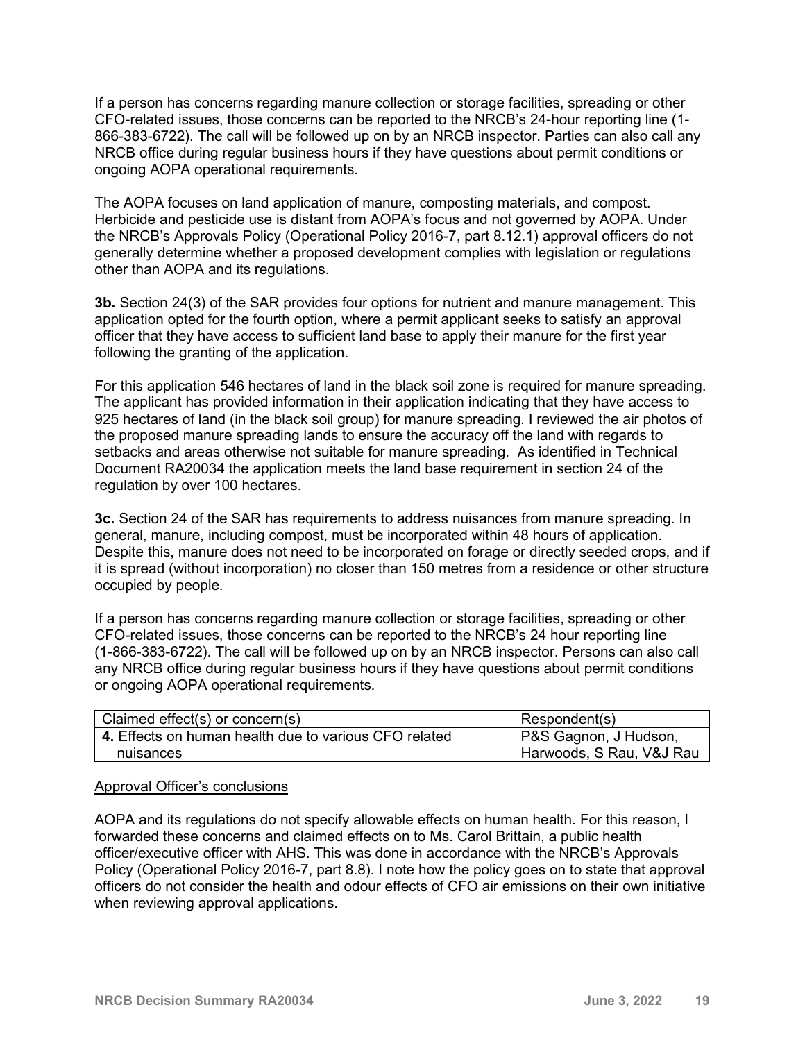If a person has concerns regarding manure collection or storage facilities, spreading or other CFO-related issues, those concerns can be reported to the NRCB's 24-hour reporting line (1-866-383-6722). The call will be followed up on by an NRCB inspector. Parties can also call any NRCB office during regular business hours if they have questions about permit conditions or ongoing AOPA operational requirements.

The AOPA focuses on land application of manure, composting materials, and compost. Herbicide and pesticide use is distant from AOPA's focus and not governed by AOPA. Under the NRCB's Approvals Policy (Operational Policy 2016-7, part 8.12.1) approval officers do not generally determine whether a proposed development complies with legislation or regulations other than AOPA and its regulations.

**3b.** Section 24(3) of the SAR provides four options for nutrient and manure management. This application opted for the fourth option, where a permit applicant seeks to satisfy an approval officer that they have access to sufficient land base to apply their manure for the first year following the granting of the application.

For this application 546 hectares of land in the black soil zone is required for manure spreading. The applicant has provided information in their application indicating that they have access to 925 hectares of land (in the black soil group) for manure spreading. I reviewed the air photos of the proposed manure spreading lands to ensure the accuracy off the land with regards to setbacks and areas otherwise not suitable for manure spreading. As identified in Technical Document RA20034 the application meets the land base requirement in section 24 of the regulation by over 100 hectares.

**3c.** Section 24 of the SAR has requirements to address nuisances from manure spreading. In general, manure, including compost, must be incorporated within 48 hours of application. Despite this, manure does not need to be incorporated on forage or directly seeded crops, and if it is spread (without incorporation) no closer than 150 metres from a residence or other structure occupied by people.

If a person has concerns regarding manure collection or storage facilities, spreading or other CFO-related issues, those concerns can be reported to the NRCB's 24 hour reporting line (1-866-383-6722). The call will be followed up on by an NRCB inspector. Persons can also call any NRCB office during regular business hours if they have questions about permit conditions or ongoing AOPA operational requirements.

| Claimed effect(s) or concern(s) | Respondent(s) |
| --- | --- |
| **4.** Effects on human health due to various CFO related nuisances | P&S Gagnon, J Hudson, Harwoods, S Rau, V&J Rau |

Approval Officer's conclusions

AOPA and its regulations do not specify allowable effects on human health. For this reason, I forwarded these concerns and claimed effects on to Ms. Carol Brittain, a public health officer/executive officer with AHS. This was done in accordance with the NRCB's Approvals Policy (Operational Policy 2016-7, part 8.8). I note how the policy goes on to state that approval officers do not consider the health and odour effects of CFO air emissions on their own initiative when reviewing approval applications.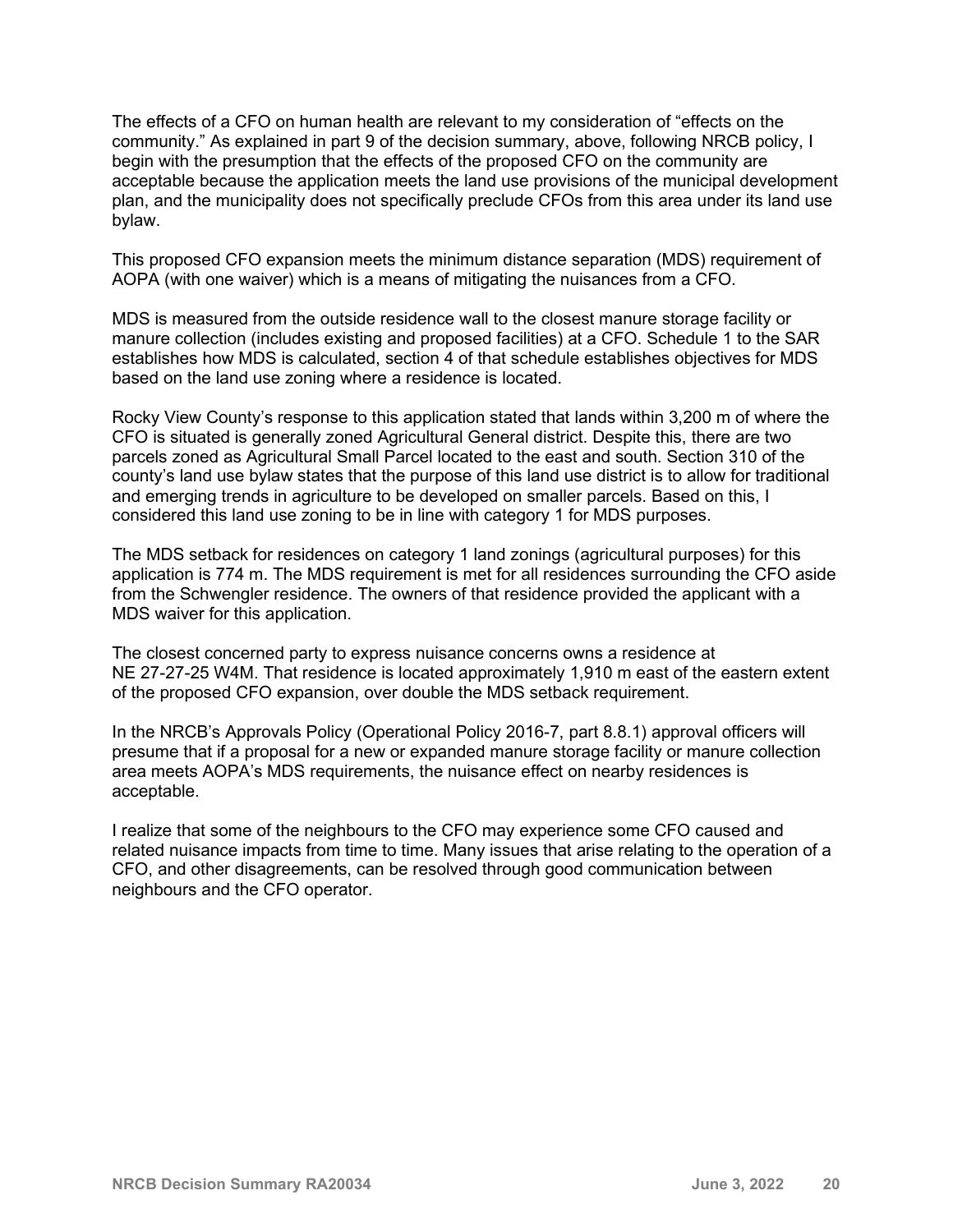The effects of a CFO on human health are relevant to my consideration of "effects on the community." As explained in part 9 of the decision summary, above, following NRCB policy, I begin with the presumption that the effects of the proposed CFO on the community are acceptable because the application meets the land use provisions of the municipal development plan, and the municipality does not specifically preclude CFOs from this area under its land use bylaw.

This proposed CFO expansion meets the minimum distance separation (MDS) requirement of AOPA (with one waiver) which is a means of mitigating the nuisances from a CFO.

MDS is measured from the outside residence wall to the closest manure storage facility or manure collection (includes existing and proposed facilities) at a CFO. Schedule 1 to the SAR establishes how MDS is calculated, section 4 of that schedule establishes objectives for MDS based on the land use zoning where a residence is located.

Rocky View County's response to this application stated that lands within 3,200 m of where the CFO is situated is generally zoned Agricultural General district. Despite this, there are two parcels zoned as Agricultural Small Parcel located to the east and south. Section 310 of the county's land use bylaw states that the purpose of this land use district is to allow for traditional and emerging trends in agriculture to be developed on smaller parcels. Based on this, I considered this land use zoning to be in line with category 1 for MDS purposes.

The MDS setback for residences on category 1 land zonings (agricultural purposes) for this application is 774 m. The MDS requirement is met for all residences surrounding the CFO aside from the Schwengler residence. The owners of that residence provided the applicant with a MDS waiver for this application.

The closest concerned party to express nuisance concerns owns a residence at NE 27-27-25 W4M. That residence is located approximately 1,910 m east of the eastern extent of the proposed CFO expansion, over double the MDS setback requirement.

In the NRCB's Approvals Policy (Operational Policy 2016-7, part 8.8.1) approval officers will presume that if a proposal for a new or expanded manure storage facility or manure collection area meets AOPA's MDS requirements, the nuisance effect on nearby residences is acceptable.

I realize that some of the neighbours to the CFO may experience some CFO caused and related nuisance impacts from time to time. Many issues that arise relating to the operation of a CFO, and other disagreements, can be resolved through good communication between neighbours and the CFO operator.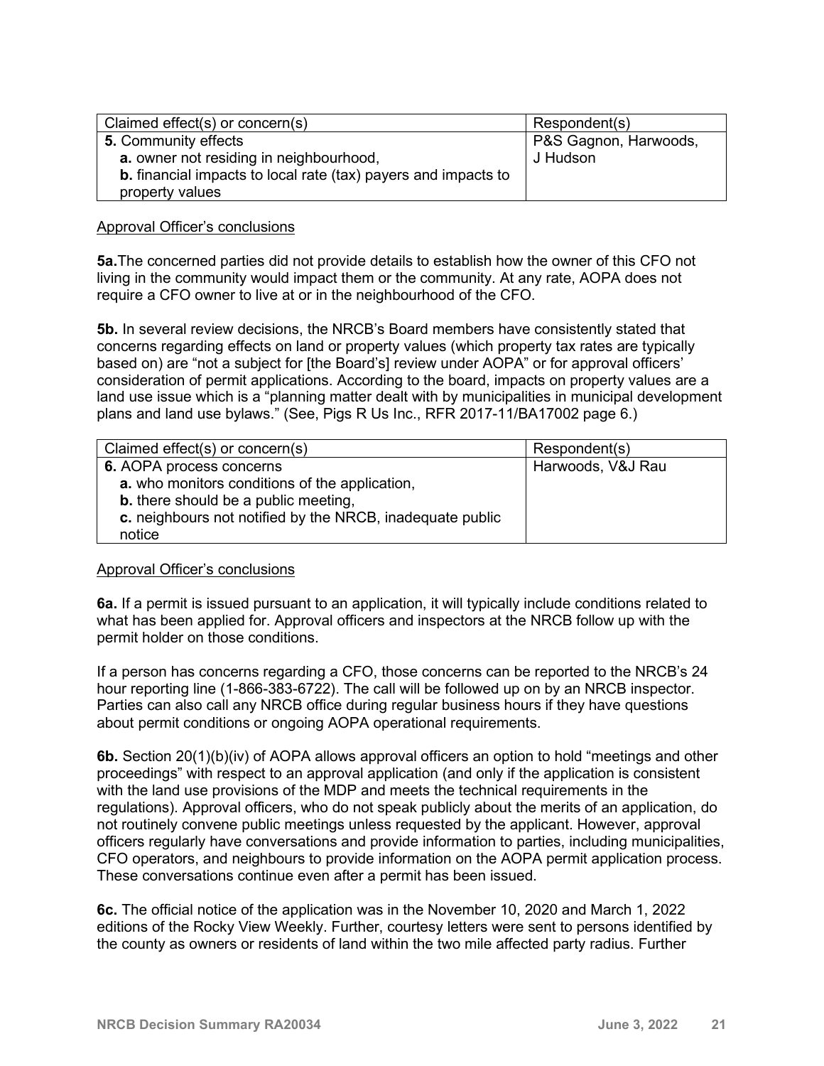| Claimed effect(s) or concern(s) | Respondent(s) |
| --- | --- |
| **5.** Community effects<br>**a.** owner not residing in neighbourhood,<br>**b.** financial impacts to local rate (tax) payers and impacts to property values | P&S Gagnon, Harwoods, J Hudson |

Approval Officer's conclusions

**5a.** The concerned parties did not provide details to establish how the owner of this CFO not living in the community would impact them or the community. At any rate, AOPA does not require a CFO owner to live at or in the neighbourhood of the CFO.

**5b.** In several review decisions, the NRCB's Board members have consistently stated that concerns regarding effects on land or property values (which property tax rates are typically based on) are "not a subject for [the Board's] review under AOPA" or for approval officers' consideration of permit applications. According to the board, impacts on property values are a land use issue which is a "planning matter dealt with by municipalities in municipal development plans and land use bylaws." (See, Pigs R Us Inc., RFR 2017-11/BA17002 page 6.)

| Claimed effect(s) or concern(s) | Respondent(s) |
| --- | --- |
| **6.** AOPA process concerns<br>**a.** who monitors conditions of the application,<br>**b.** there should be a public meeting,<br>**c.** neighbours not notified by the NRCB, inadequate public notice | Harwoods, V&J Rau |

Approval Officer's conclusions

**6a.** If a permit is issued pursuant to an application, it will typically include conditions related to what has been applied for. Approval officers and inspectors at the NRCB follow up with the permit holder on those conditions.

If a person has concerns regarding a CFO, those concerns can be reported to the NRCB's 24 hour reporting line (1-866-383-6722). The call will be followed up on by an NRCB inspector. Parties can also call any NRCB office during regular business hours if they have questions about permit conditions or ongoing AOPA operational requirements.

**6b.** Section 20(1)(b)(iv) of AOPA allows approval officers an option to hold "meetings and other proceedings" with respect to an approval application (and only if the application is consistent with the land use provisions of the MDP and meets the technical requirements in the regulations). Approval officers, who do not speak publicly about the merits of an application, do not routinely convene public meetings unless requested by the applicant. However, approval officers regularly have conversations and provide information to parties, including municipalities, CFO operators, and neighbours to provide information on the AOPA permit application process. These conversations continue even after a permit has been issued.

**6c.** The official notice of the application was in the November 10, 2020 and March 1, 2022 editions of the Rocky View Weekly. Further, courtesy letters were sent to persons identified by the county as owners or residents of land within the two mile affected party radius. Further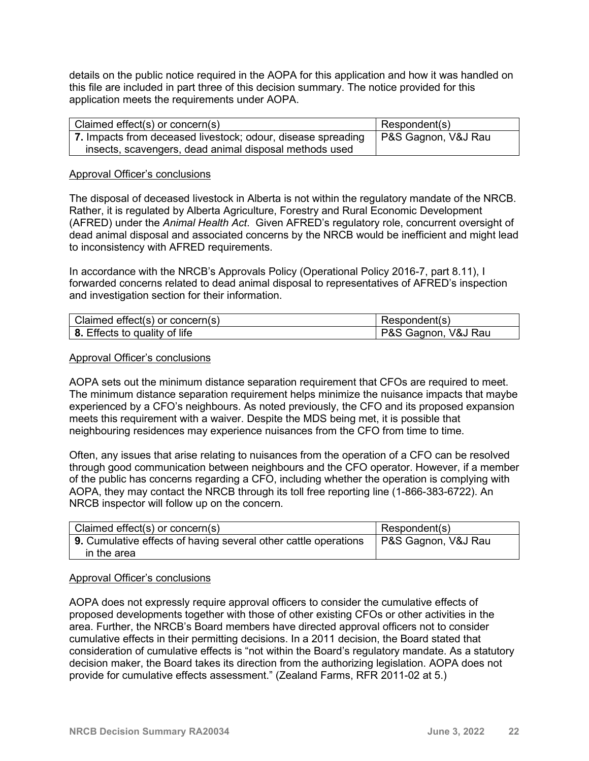details on the public notice required in the AOPA for this application and how it was handled on this file are included in part three of this decision summary. The notice provided for this application meets the requirements under AOPA.

| Claimed effect(s) or concern(s) | Respondent(s) |
| --- | --- |
| **7.** Impacts from deceased livestock; odour, disease spreading insects, scavengers, dead animal disposal methods used | P&S Gagnon, V&J Rau |

Approval Officer's conclusions

The disposal of deceased livestock in Alberta is not within the regulatory mandate of the NRCB. Rather, it is regulated by Alberta Agriculture, Forestry and Rural Economic Development (AFRED) under the *Animal Health Act*. Given AFRED's regulatory role, concurrent oversight of dead animal disposal and associated concerns by the NRCB would be inefficient and might lead to inconsistency with AFRED requirements.

In accordance with the NRCB's Approvals Policy (Operational Policy 2016-7, part 8.11), I forwarded concerns related to dead animal disposal to representatives of AFRED's inspection and investigation section for their information.

| Claimed effect(s) or concern(s) | Respondent(s) |
| --- | --- |
| **8.** Effects to quality of life | P&S Gagnon, V&J Rau |

Approval Officer's conclusions

AOPA sets out the minimum distance separation requirement that CFOs are required to meet. The minimum distance separation requirement helps minimize the nuisance impacts that maybe experienced by a CFO's neighbours. As noted previously, the CFO and its proposed expansion meets this requirement with a waiver. Despite the MDS being met, it is possible that neighbouring residences may experience nuisances from the CFO from time to time.

Often, any issues that arise relating to nuisances from the operation of a CFO can be resolved through good communication between neighbours and the CFO operator. However, if a member of the public has concerns regarding a CFO, including whether the operation is complying with AOPA, they may contact the NRCB through its toll free reporting line (1-866-383-6722). An NRCB inspector will follow up on the concern.

| Claimed effect(s) or concern(s) | Respondent(s) |
| --- | --- |
| **9.** Cumulative effects of having several other cattle operations in the area | P&S Gagnon, V&J Rau |

Approval Officer's conclusions

AOPA does not expressly require approval officers to consider the cumulative effects of proposed developments together with those of other existing CFOs or other activities in the area. Further, the NRCB's Board members have directed approval officers not to consider cumulative effects in their permitting decisions. In a 2011 decision, the Board stated that consideration of cumulative effects is "not within the Board's regulatory mandate. As a statutory decision maker, the Board takes its direction from the authorizing legislation. AOPA does not provide for cumulative effects assessment." (Zealand Farms, RFR 2011-02 at 5.)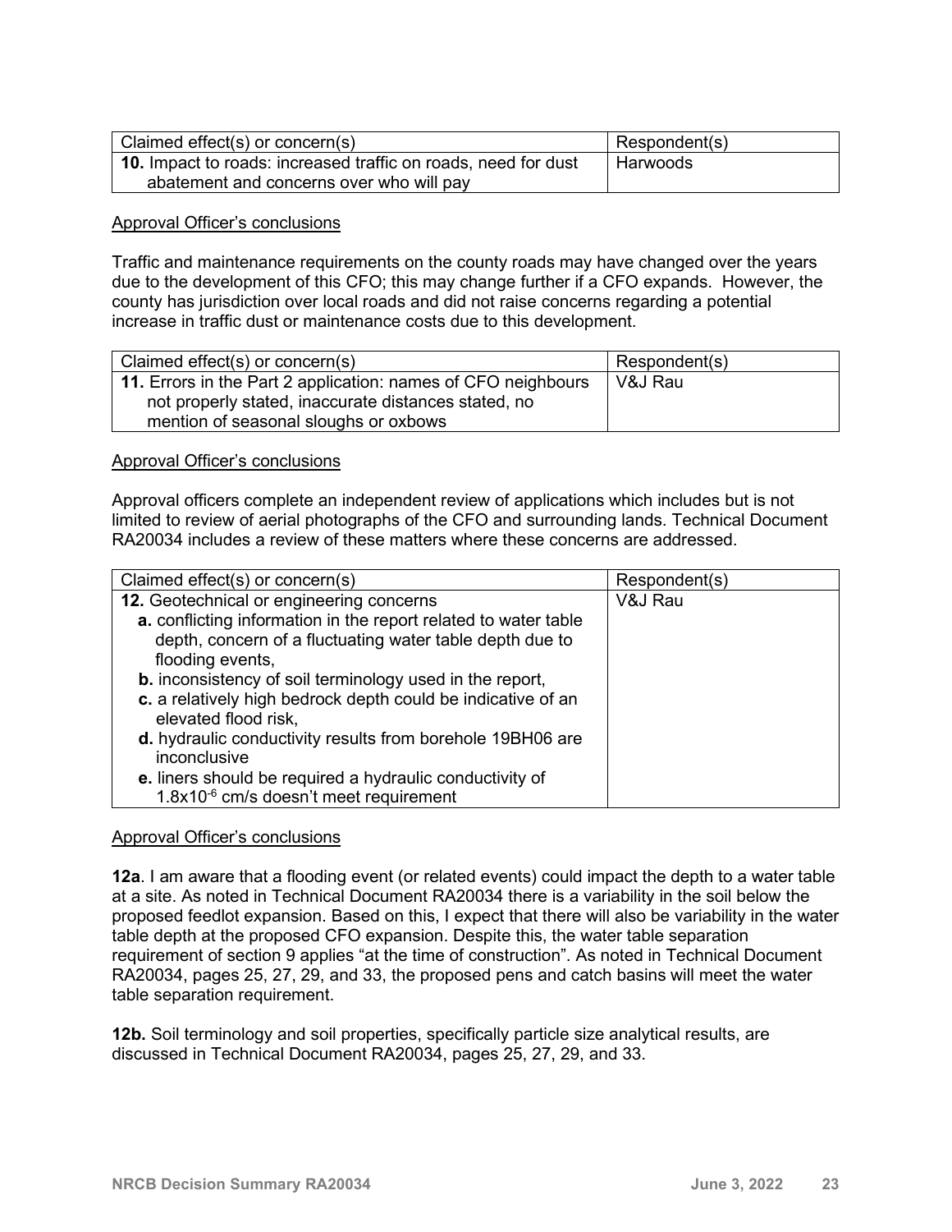| Claimed effect(s) or concern(s) | Respondent(s) |
|---|---|
| **10.** Impact to roads: increased traffic on roads, need for dust abatement and concerns over who will pay | Harwoods |

Approval Officer's conclusions

Traffic and maintenance requirements on the county roads may have changed over the years due to the development of this CFO; this may change further if a CFO expands. However, the county has jurisdiction over local roads and did not raise concerns regarding a potential increase in traffic dust or maintenance costs due to this development.

| Claimed effect(s) or concern(s) | Respondent(s) |
|---|---|
| **11.** Errors in the Part 2 application: names of CFO neighbours not properly stated, inaccurate distances stated, no mention of seasonal sloughs or oxbows | V&J Rau |

Approval Officer's conclusions

Approval officers complete an independent review of applications which includes but is not limited to review of aerial photographs of the CFO and surrounding lands. Technical Document RA20034 includes a review of these matters where these concerns are addressed.

| Claimed effect(s) or concern(s) | Respondent(s) |
|---|---|
| **12.** Geotechnical or engineering concerns<br>**a.** conflicting information in the report related to water table depth, concern of a fluctuating water table depth due to flooding events,<br>**b.** inconsistency of soil terminology used in the report,<br>**c.** a relatively high bedrock depth could be indicative of an elevated flood risk,<br>**d.** hydraulic conductivity results from borehole 19BH06 are inconclusive<br>**e.** liners should be required a hydraulic conductivity of $1.8x10^{-6}$ cm/s doesn't meet requirement | V&J Rau |

Approval Officer's conclusions

**12a**. I am aware that a flooding event (or related events) could impact the depth to a water table at a site. As noted in Technical Document RA20034 there is a variability in the soil below the proposed feedlot expansion. Based on this, I expect that there will also be variability in the water table depth at the proposed CFO expansion. Despite this, the water table separation requirement of section 9 applies "at the time of construction". As noted in Technical Document RA20034, pages 25, 27, 29, and 33, the proposed pens and catch basins will meet the water table separation requirement.

**12b.** Soil terminology and soil properties, specifically particle size analytical results, are discussed in Technical Document RA20034, pages 25, 27, 29, and 33.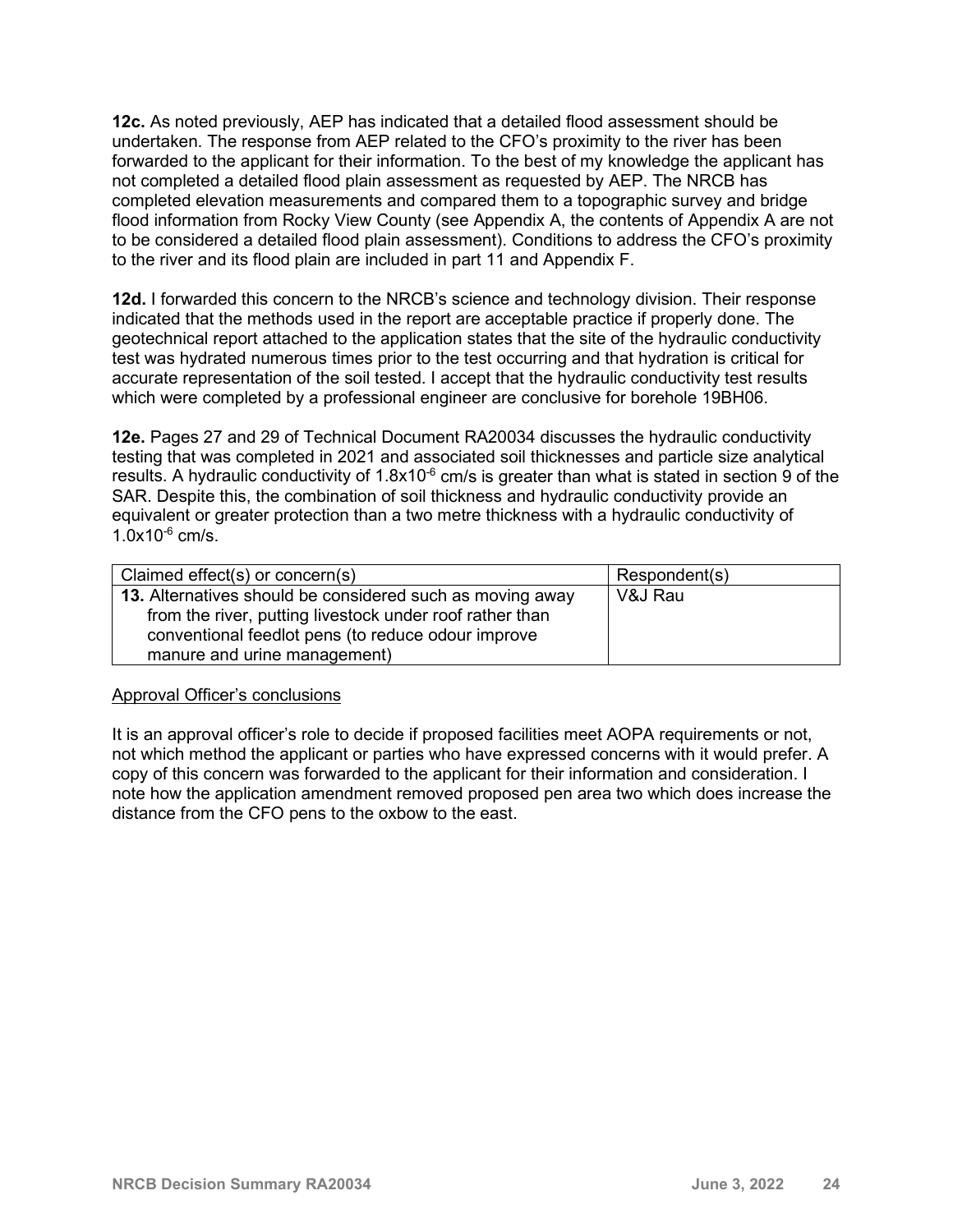**12c.** As noted previously, AEP has indicated that a detailed flood assessment should be undertaken. The response from AEP related to the CFO's proximity to the river has been forwarded to the applicant for their information. To the best of my knowledge the applicant has not completed a detailed flood plain assessment as requested by AEP. The NRCB has completed elevation measurements and compared them to a topographic survey and bridge flood information from Rocky View County (see Appendix A, the contents of Appendix A are not to be considered a detailed flood plain assessment). Conditions to address the CFO's proximity to the river and its flood plain are included in part 11 and Appendix F.

**12d.** I forwarded this concern to the NRCB's science and technology division. Their response indicated that the methods used in the report are acceptable practice if properly done. The geotechnical report attached to the application states that the site of the hydraulic conductivity test was hydrated numerous times prior to the test occurring and that hydration is critical for accurate representation of the soil tested. I accept that the hydraulic conductivity test results which were completed by a professional engineer are conclusive for borehole 19BH06.

**12e.** Pages 27 and 29 of Technical Document RA20034 discusses the hydraulic conductivity testing that was completed in 2021 and associated soil thicknesses and particle size analytical results. A hydraulic conductivity of $1.8\text{x}10^{-6}$ cm/s is greater than what is stated in section 9 of the SAR. Despite this, the combination of soil thickness and hydraulic conductivity provide an equivalent or greater protection than a two metre thickness with a hydraulic conductivity of $1.0\text{x}10^{-6}$ cm/s.

| Claimed effect(s) or concern(s) | Respondent(s) |
|---|---|
| **13.** Alternatives should be considered such as moving away from the river, putting livestock under roof rather than conventional feedlot pens (to reduce odour improve manure and urine management) | V&J Rau |

Approval Officer's conclusions

It is an approval officer's role to decide if proposed facilities meet AOPA requirements or not, not which method the applicant or parties who have expressed concerns with it would prefer. A copy of this concern was forwarded to the applicant for their information and consideration. I note how the application amendment removed proposed pen area two which does increase the distance from the CFO pens to the oxbow to the east.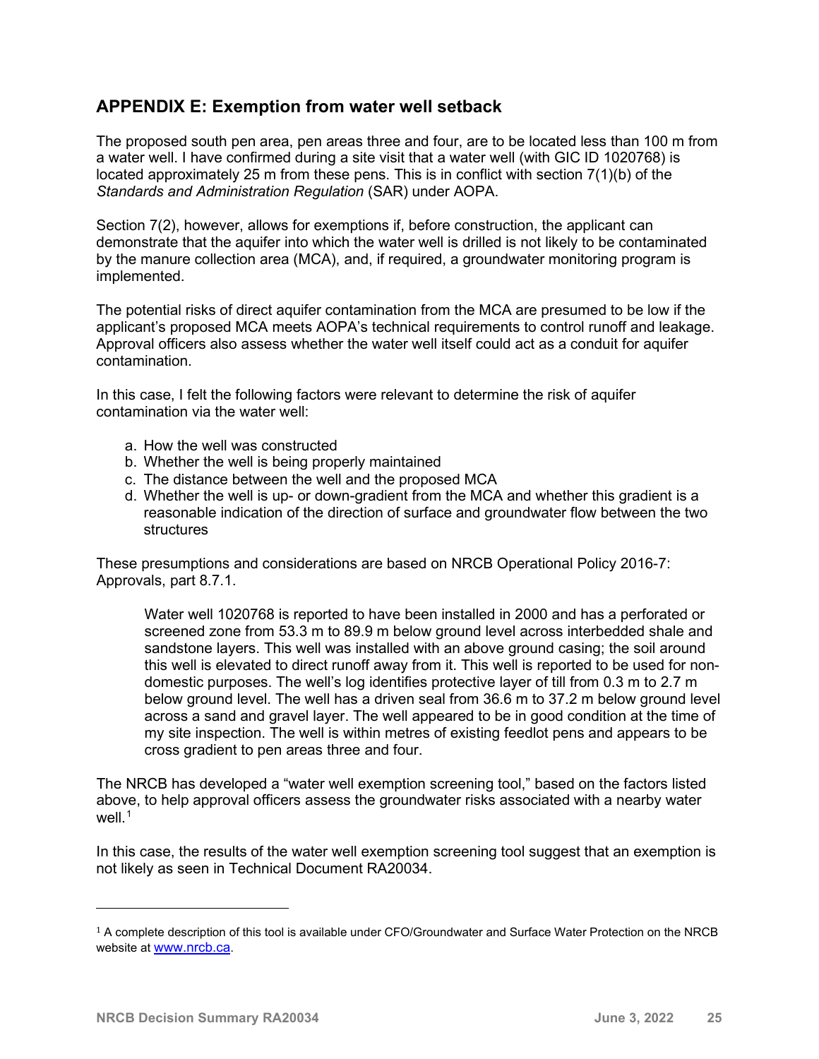## APPENDIX E: Exemption from water well setback

The proposed south pen area, pen areas three and four, are to be located less than 100 m from a water well. I have confirmed during a site visit that a water well (with GIC ID 1020768) is located approximately 25 m from these pens. This is in conflict with section 7(1)(b) of the *Standards and Administration Regulation* (SAR) under AOPA.

Section 7(2), however, allows for exemptions if, before construction, the applicant can demonstrate that the aquifer into which the water well is drilled is not likely to be contaminated by the manure collection area (MCA), and, if required, a groundwater monitoring program is implemented.

The potential risks of direct aquifer contamination from the MCA are presumed to be low if the applicant's proposed MCA meets AOPA's technical requirements to control runoff and leakage. Approval officers also assess whether the water well itself could act as a conduit for aquifer contamination.

In this case, I felt the following factors were relevant to determine the risk of aquifer contamination via the water well:

a. How the well was constructed
b. Whether the well is being properly maintained
c. The distance between the well and the proposed MCA
d. Whether the well is up- or down-gradient from the MCA and whether this gradient is a reasonable indication of the direction of surface and groundwater flow between the two structures

These presumptions and considerations are based on NRCB Operational Policy 2016-7: Approvals, part 8.7.1.

> Water well 1020768 is reported to have been installed in 2000 and has a perforated or screened zone from 53.3 m to 89.9 m below ground level across interbedded shale and sandstone layers. This well was installed with an above ground casing; the soil around this well is elevated to direct runoff away from it. This well is reported to be used for non-domestic purposes. The well's log identifies protective layer of till from 0.3 m to 2.7 m below ground level. The well has a driven seal from 36.6 m to 37.2 m below ground level across a sand and gravel layer. The well appeared to be in good condition at the time of my site inspection. The well is within metres of existing feedlot pens and appears to be cross gradient to pen areas three and four.

The NRCB has developed a "water well exemption screening tool," based on the factors listed above, to help approval officers assess the groundwater risks associated with a nearby water well.[1]

In this case, the results of the water well exemption screening tool suggest that an exemption is not likely as seen in Technical Document RA20034.

---

[1] A complete description of this tool is available under CFO/Groundwater and Surface Water Protection on the NRCB website at www.nrcb.ca.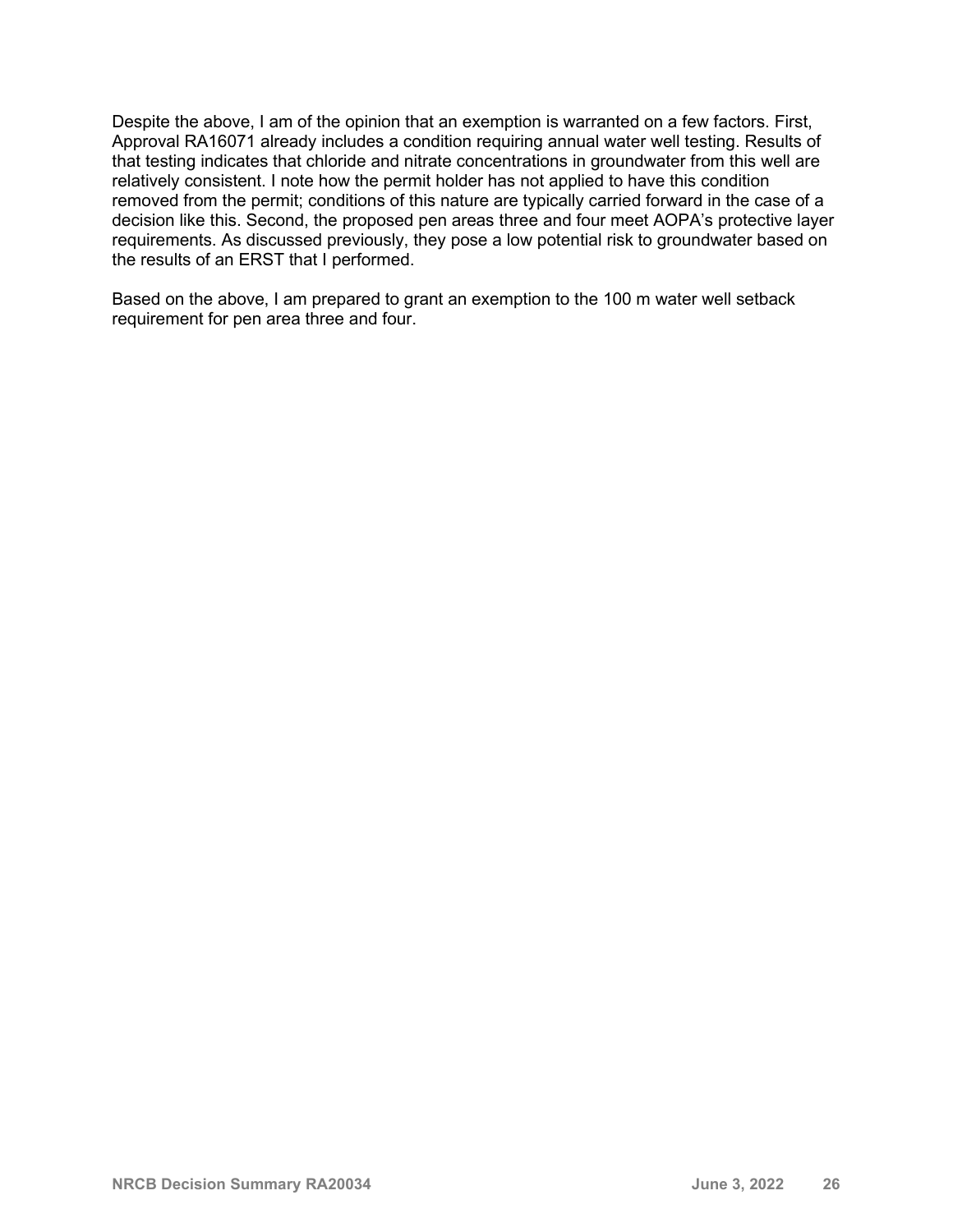Despite the above, I am of the opinion that an exemption is warranted on a few factors. First, Approval RA16071 already includes a condition requiring annual water well testing. Results of that testing indicates that chloride and nitrate concentrations in groundwater from this well are relatively consistent. I note how the permit holder has not applied to have this condition removed from the permit; conditions of this nature are typically carried forward in the case of a decision like this. Second, the proposed pen areas three and four meet AOPA's protective layer requirements. As discussed previously, they pose a low potential risk to groundwater based on the results of an ERST that I performed.

Based on the above, I am prepared to grant an exemption to the 100 m water well setback requirement for pen area three and four.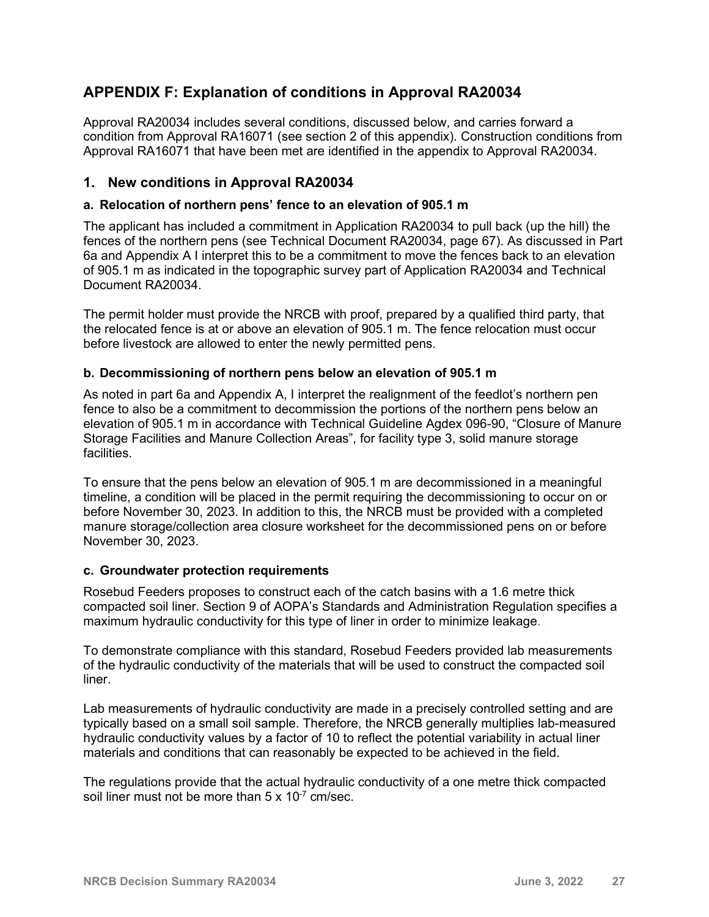## APPENDIX F: Explanation of conditions in Approval RA20034

Approval RA20034 includes several conditions, discussed below, and carries forward a condition from Approval RA16071 (see section 2 of this appendix). Construction conditions from Approval RA16071 that have been met are identified in the appendix to Approval RA20034.

### 1. New conditions in Approval RA20034

#### a. Relocation of northern pens' fence to an elevation of 905.1 m

The applicant has included a commitment in Application RA20034 to pull back (up the hill) the fences of the northern pens (see Technical Document RA20034, page 67). As discussed in Part 6a and Appendix A I interpret this to be a commitment to move the fences back to an elevation of 905.1 m as indicated in the topographic survey part of Application RA20034 and Technical Document RA20034.

The permit holder must provide the NRCB with proof, prepared by a qualified third party, that the relocated fence is at or above an elevation of 905.1 m. The fence relocation must occur before livestock are allowed to enter the newly permitted pens.

#### b. Decommissioning of northern pens below an elevation of 905.1 m

As noted in part 6a and Appendix A, I interpret the realignment of the feedlot's northern pen fence to also be a commitment to decommission the portions of the northern pens below an elevation of 905.1 m in accordance with Technical Guideline Agdex 096-90, "Closure of Manure Storage Facilities and Manure Collection Areas", for facility type 3, solid manure storage facilities.

To ensure that the pens below an elevation of 905.1 m are decommissioned in a meaningful timeline, a condition will be placed in the permit requiring the decommissioning to occur on or before November 30, 2023. In addition to this, the NRCB must be provided with a completed manure storage/collection area closure worksheet for the decommissioned pens on or before November 30, 2023.

#### c. Groundwater protection requirements

Rosebud Feeders proposes to construct each of the catch basins with a 1.6 metre thick compacted soil liner. Section 9 of AOPA's Standards and Administration Regulation specifies a maximum hydraulic conductivity for this type of liner in order to minimize leakage.

To demonstrate compliance with this standard, Rosebud Feeders provided lab measurements of the hydraulic conductivity of the materials that will be used to construct the compacted soil liner.

Lab measurements of hydraulic conductivity are made in a precisely controlled setting and are typically based on a small soil sample. Therefore, the NRCB generally multiplies lab-measured hydraulic conductivity values by a factor of 10 to reflect the potential variability in actual liner materials and conditions that can reasonably be expected to be achieved in the field.

The regulations provide that the actual hydraulic conductivity of a one metre thick compacted soil liner must not be more than $5 \times 10^{-7}$ cm/sec.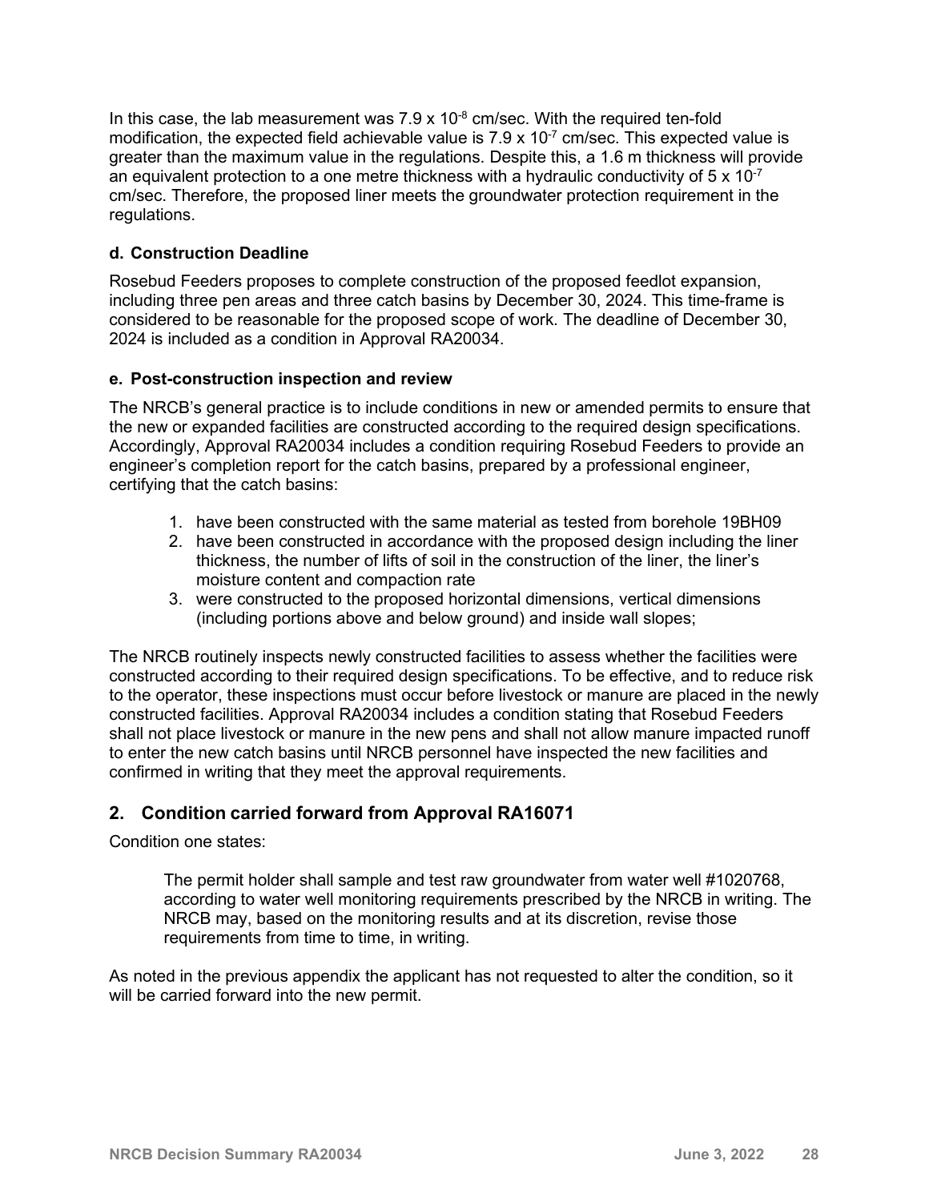In this case, the lab measurement was $7.9 \times 10^{-8}$ cm/sec. With the required ten-fold modification, the expected field achievable value is $7.9 \times 10^{-7}$ cm/sec. This expected value is greater than the maximum value in the regulations. Despite this, a 1.6 m thickness will provide an equivalent protection to a one metre thickness with a hydraulic conductivity of $5 \times 10^{-7}$ cm/sec. Therefore, the proposed liner meets the groundwater protection requirement in the regulations.

#### d. Construction Deadline

Rosebud Feeders proposes to complete construction of the proposed feedlot expansion, including three pen areas and three catch basins by December 30, 2024. This time-frame is considered to be reasonable for the proposed scope of work. The deadline of December 30, 2024 is included as a condition in Approval RA20034.

#### e. Post-construction inspection and review

The NRCB's general practice is to include conditions in new or amended permits to ensure that the new or expanded facilities are constructed according to the required design specifications. Accordingly, Approval RA20034 includes a condition requiring Rosebud Feeders to provide an engineer's completion report for the catch basins, prepared by a professional engineer, certifying that the catch basins:

1. have been constructed with the same material as tested from borehole 19BH09
2. have been constructed in accordance with the proposed design including the liner thickness, the number of lifts of soil in the construction of the liner, the liner's moisture content and compaction rate
3. were constructed to the proposed horizontal dimensions, vertical dimensions (including portions above and below ground) and inside wall slopes;

The NRCB routinely inspects newly constructed facilities to assess whether the facilities were constructed according to their required design specifications. To be effective, and to reduce risk to the operator, these inspections must occur before livestock or manure are placed in the newly constructed facilities. Approval RA20034 includes a condition stating that Rosebud Feeders shall not place livestock or manure in the new pens and shall not allow manure impacted runoff to enter the new catch basins until NRCB personnel have inspected the new facilities and confirmed in writing that they meet the approval requirements.

### 2. Condition carried forward from Approval RA16071

Condition one states:

> The permit holder shall sample and test raw groundwater from water well #1020768, according to water well monitoring requirements prescribed by the NRCB in writing. The NRCB may, based on the monitoring results and at its discretion, revise those requirements from time to time, in writing.

As noted in the previous appendix the applicant has not requested to alter the condition, so it will be carried forward into the new permit.